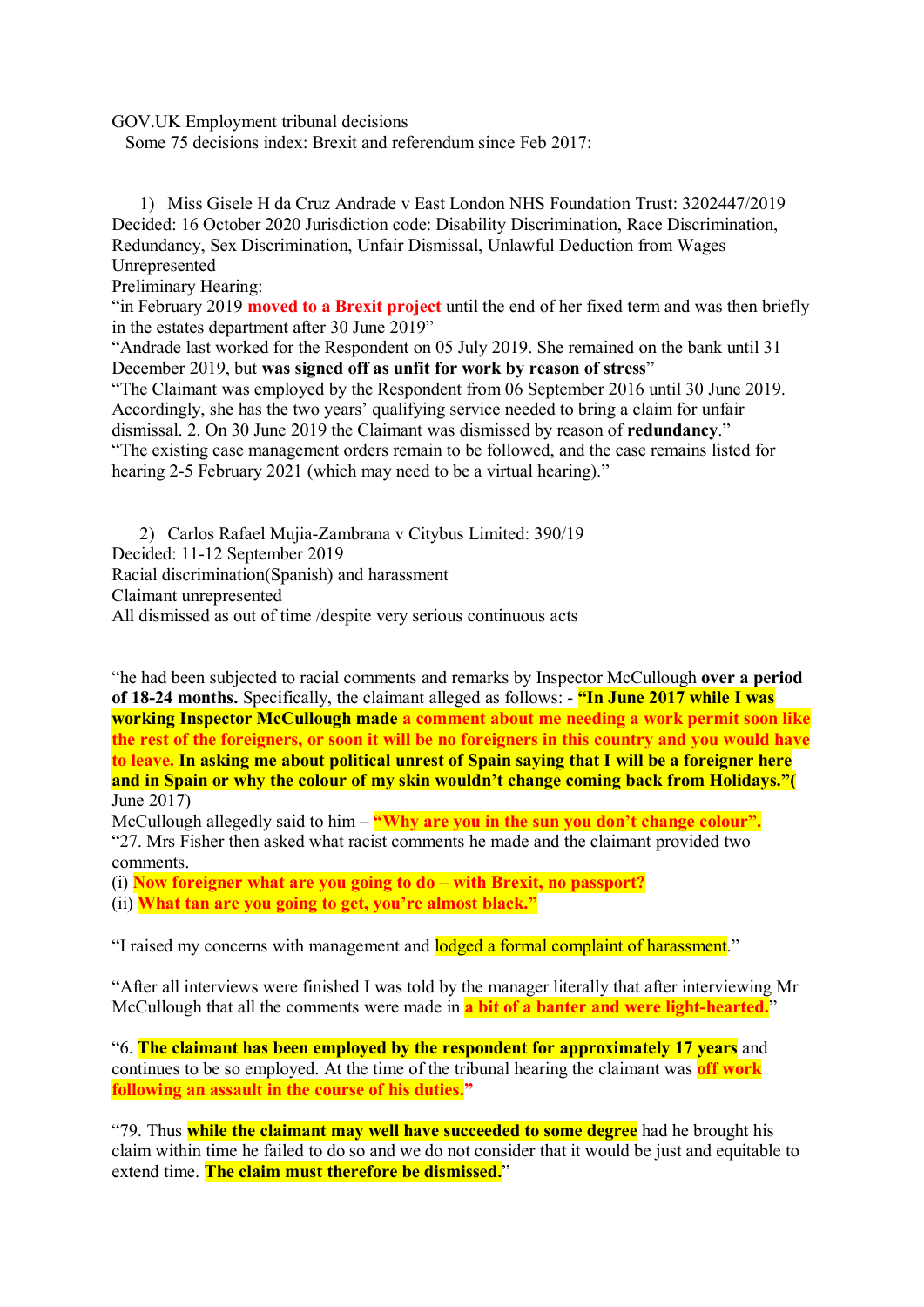GOV.UK Employment tribunal decisions

Some 75 decisions index: Brexit and referendum since Feb 2017:

1) Miss Gisele H da Cruz Andrade v East London NHS Foundation Trust: 3202447/2019
Decided: 16 October 2020 Jurisdiction code: Disability Discrimination, Race Discrimination, Redundancy, Sex Discrimination, Unfair Dismissal, Unlawful Deduction from Wages
Unrepresented
Preliminary Hearing:
"in February 2019 **moved to a Brexit project** until the end of her fixed term and was then briefly in the estates department after 30 June 2019"
"Andrade last worked for the Respondent on 05 July 2019. She remained on the bank until 31 December 2019, but **was signed off as unfit for work by reason of stress**"
"The Claimant was employed by the Respondent from 06 September 2016 until 30 June 2019. Accordingly, she has the two years' qualifying service needed to bring a claim for unfair dismissal. 2. On 30 June 2019 the Claimant was dismissed by reason of **redundancy**."
"The existing case management orders remain to be followed, and the case remains listed for hearing 2-5 February 2021 (which may need to be a virtual hearing)."

2) Carlos Rafael Mujia-Zambrana v Citybus Limited: 390/19
Decided: 11-12 September 2019
Racial discrimination(Spanish) and harassment
Claimant unrepresented
All dismissed as out of time /despite very serious continuous acts

"he had been subjected to racial comments and remarks by Inspector McCullough **over a period of 18-24 months.** Specifically, the claimant alleged as follows: - **"In June 2017 while I was working Inspector McCullough made a comment about me needing a work permit soon like the rest of the foreigners, or soon it will be no foreigners in this country and you would have to leave. In asking me about political unrest of Spain saying that I will be a foreigner here and in Spain or why the colour of my skin wouldn't change coming back from Holidays."(** June 2017)
McCullough allegedly said to him – **"Why are you in the sun you don't change colour".**
"27. Mrs Fisher then asked what racist comments he made and the claimant provided two comments.
(i) **Now foreigner what are you going to do – with Brexit, no passport?**
(ii) **What tan are you going to get, you're almost black."**

"I raised my concerns with management and lodged a formal complaint of harassment."

"After all interviews were finished I was told by the manager literally that after interviewing Mr McCullough that all the comments were made in **a bit of a banter and were light-hearted.**"

"6. **The claimant has been employed by the respondent for approximately 17 years** and continues to be so employed. At the time of the tribunal hearing the claimant was **off work following an assault in the course of his duties."**

"79. Thus **while the claimant may well have succeeded to some degree** had he brought his claim within time he failed to do so and we do not consider that it would be just and equitable to extend time. **The claim must therefore be dismissed.**"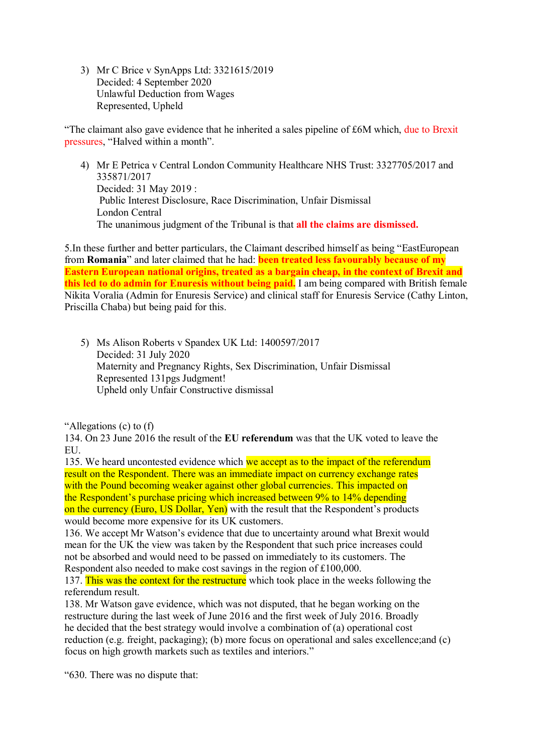3) Mr C Brice v SynApps Ltd: 3321615/2019
   Decided: 4 September 2020
   Unlawful Deduction from Wages
   Represented, Upheld

"The claimant also gave evidence that he inherited a sales pipeline of £6M which, due to Brexit pressures, "Halved within a month".

4) Mr E Petrica v Central London Community Healthcare NHS Trust: 3327705/2017 and 335871/2017
   Decided: 31 May 2019 :
   Public Interest Disclosure, Race Discrimination, Unfair Dismissal
   London Central
   The unanimous judgment of the Tribunal is that **all the claims are dismissed.**

5.In these further and better particulars, the Claimant described himself as being "EastEuropean from **Romania**" and later claimed that he had: **been treated less favourably because of my Eastern European national origins, treated as a bargain cheap, in the context of Brexit and this led to do admin for Enuresis without being paid.** I am being compared with British female Nikita Voralia (Admin for Enuresis Service) and clinical staff for Enuresis Service (Cathy Linton, Priscilla Chaba) but being paid for this.

5) Ms Alison Roberts v Spandex UK Ltd: 1400597/2017
   Decided: 31 July 2020
   Maternity and Pregnancy Rights, Sex Discrimination, Unfair Dismissal
   Represented 131pgs Judgment!
   Upheld only Unfair Constructive dismissal

"Allegations (c) to (f)
134. On 23 June 2016 the result of the **EU referendum** was that the UK voted to leave the EU.
135. We heard uncontested evidence which we accept as to the impact of the referendum result on the Respondent. There was an immediate impact on currency exchange rates with the Pound becoming weaker against other global currencies. This impacted on the Respondent's purchase pricing which increased between 9% to 14% depending on the currency (Euro, US Dollar, Yen) with the result that the Respondent's products would become more expensive for its UK customers.
136. We accept Mr Watson's evidence that due to uncertainty around what Brexit would mean for the UK the view was taken by the Respondent that such price increases could not be absorbed and would need to be passed on immediately to its customers. The Respondent also needed to make cost savings in the region of £100,000.
137. This was the context for the restructure which took place in the weeks following the referendum result.
138. Mr Watson gave evidence, which was not disputed, that he began working on the restructure during the last week of June 2016 and the first week of July 2016. Broadly he decided that the best strategy would involve a combination of (a) operational cost reduction (e.g. freight, packaging); (b) more focus on operational and sales excellence;and (c) focus on high growth markets such as textiles and interiors."

"630. There was no dispute that: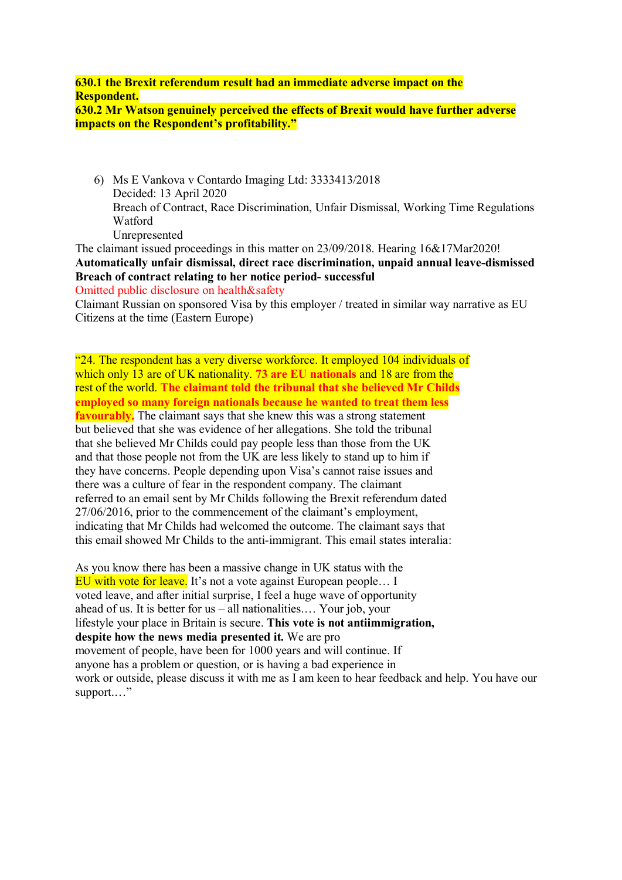**630.1 the Brexit referendum result had an immediate adverse impact on the Respondent.**
**630.2 Mr Watson genuinely perceived the effects of Brexit would have further adverse impacts on the Respondent's profitability."**

6) Ms E Vankova v Contardo Imaging Ltd: 3333413/2018
   Decided: 13 April 2020
   Breach of Contract, Race Discrimination, Unfair Dismissal, Working Time Regulations
   Watford
   Unrepresented

The claimant issued proceedings in this matter on 23/09/2018. Hearing 16&17Mar2020!
**Automatically unfair dismissal, direct race discrimination, unpaid annual leave-dismissed**
**Breach of contract relating to her notice period- successful**
Omitted public disclosure on health&safety
Claimant Russian on sponsored Visa by this employer / treated in similar way narrative as EU Citizens at the time (Eastern Europe)

"24. The respondent has a very diverse workforce. It employed 104 individuals of which only 13 are of UK nationality. **73 are EU nationals** and 18 are from the rest of the world. **The claimant told the tribunal that she believed Mr Childs employed so many foreign nationals because he wanted to treat them less favourably.** The claimant says that she knew this was a strong statement but believed that she was evidence of her allegations. She told the tribunal that she believed Mr Childs could pay people less than those from the UK and that those people not from the UK are less likely to stand up to him if they have concerns. People depending upon Visa's cannot raise issues and there was a culture of fear in the respondent company. The claimant referred to an email sent by Mr Childs following the Brexit referendum dated 27/06/2016, prior to the commencement of the claimant's employment, indicating that Mr Childs had welcomed the outcome. The claimant says that this email showed Mr Childs to the anti-immigrant. This email states interalia:

As you know there has been a massive change in UK status with the EU with vote for leave. It's not a vote against European people… I voted leave, and after initial surprise, I feel a huge wave of opportunity ahead of us. It is better for us – all nationalities.… Your job, your lifestyle your place in Britain is secure. **This vote is not antiimmigration, despite how the news media presented it.** We are pro movement of people, have been for 1000 years and will continue. If anyone has a problem or question, or is having a bad experience in work or outside, please discuss it with me as I am keen to hear feedback and help. You have our support.…"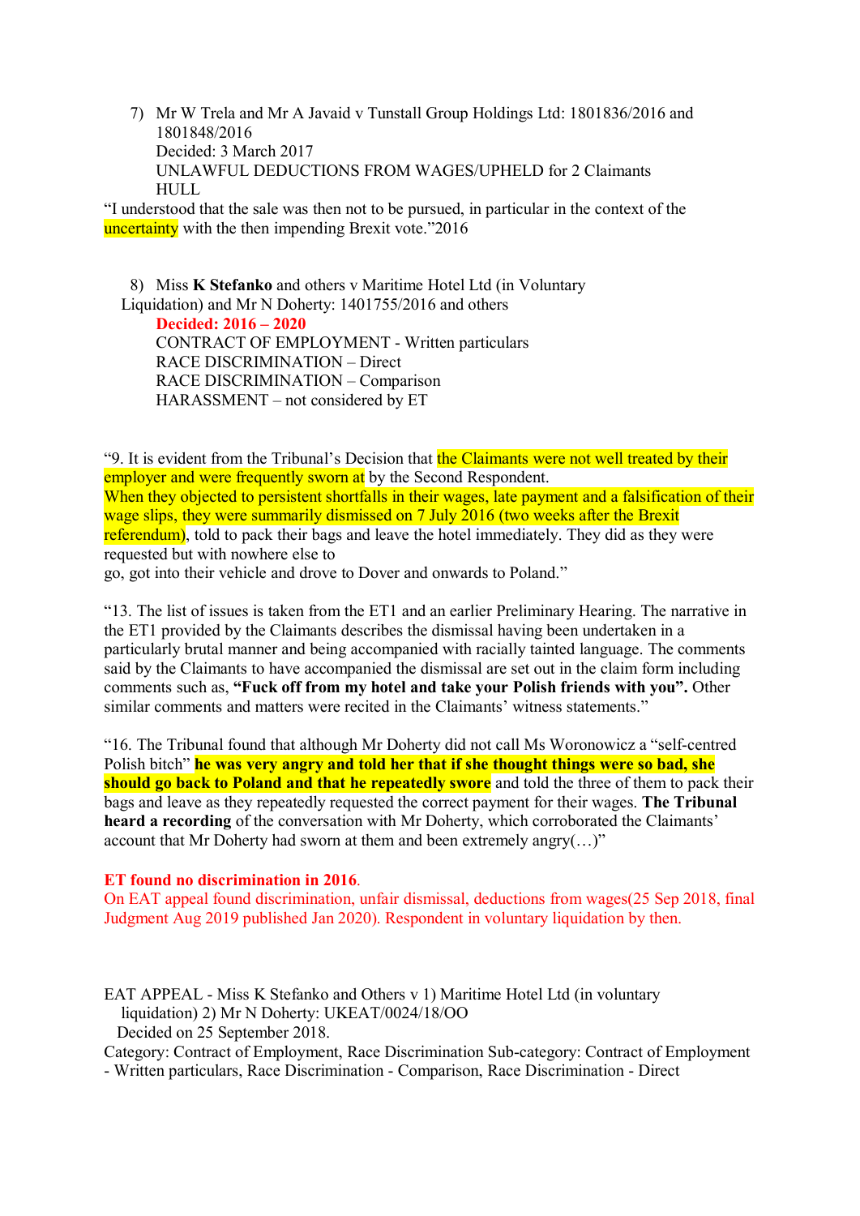7) Mr W Trela and Mr A Javaid v Tunstall Group Holdings Ltd: 1801836/2016 and 1801848/2016
   Decided: 3 March 2017
   UNLAWFUL DEDUCTIONS FROM WAGES/UPHELD for 2 Claimants
   HULL

"I understood that the sale was then not to be pursued, in particular in the context of the uncertainty with the then impending Brexit vote."2016

8) Miss **K Stefanko** and others v Maritime Hotel Ltd (in Voluntary Liquidation) and Mr N Doherty: 1401755/2016 and others
   **Decided: 2016 – 2020**
   CONTRACT OF EMPLOYMENT - Written particulars
   RACE DISCRIMINATION – Direct
   RACE DISCRIMINATION – Comparison
   HARASSMENT – not considered by ET

"9. It is evident from the Tribunal's Decision that the Claimants were not well treated by their employer and were frequently sworn at by the Second Respondent.
When they objected to persistent shortfalls in their wages, late payment and a falsification of their wage slips, they were summarily dismissed on 7 July 2016 (two weeks after the Brexit referendum), told to pack their bags and leave the hotel immediately. They did as they were requested but with nowhere else to
go, got into their vehicle and drove to Dover and onwards to Poland."

"13. The list of issues is taken from the ET1 and an earlier Preliminary Hearing. The narrative in the ET1 provided by the Claimants describes the dismissal having been undertaken in a particularly brutal manner and being accompanied with racially tainted language. The comments said by the Claimants to have accompanied the dismissal are set out in the claim form including comments such as, **"Fuck off from my hotel and take your Polish friends with you".** Other similar comments and matters were recited in the Claimants' witness statements."

"16. The Tribunal found that although Mr Doherty did not call Ms Woronowicz a "self-centred Polish bitch" **he was very angry and told her that if she thought things were so bad, she should go back to Poland and that he repeatedly swore** and told the three of them to pack their bags and leave as they repeatedly requested the correct payment for their wages. **The Tribunal heard a recording** of the conversation with Mr Doherty, which corroborated the Claimants' account that Mr Doherty had sworn at them and been extremely angry(…)"

**ET found no discrimination in 2016**.
On EAT appeal found discrimination, unfair dismissal, deductions from wages(25 Sep 2018, final Judgment Aug 2019 published Jan 2020). Respondent in voluntary liquidation by then.

EAT APPEAL - Miss K Stefanko and Others v 1) Maritime Hotel Ltd (in voluntary liquidation) 2) Mr N Doherty: UKEAT/0024/18/OO
Decided on 25 September 2018.
Category: Contract of Employment, Race Discrimination Sub-category: Contract of Employment - Written particulars, Race Discrimination - Comparison, Race Discrimination - Direct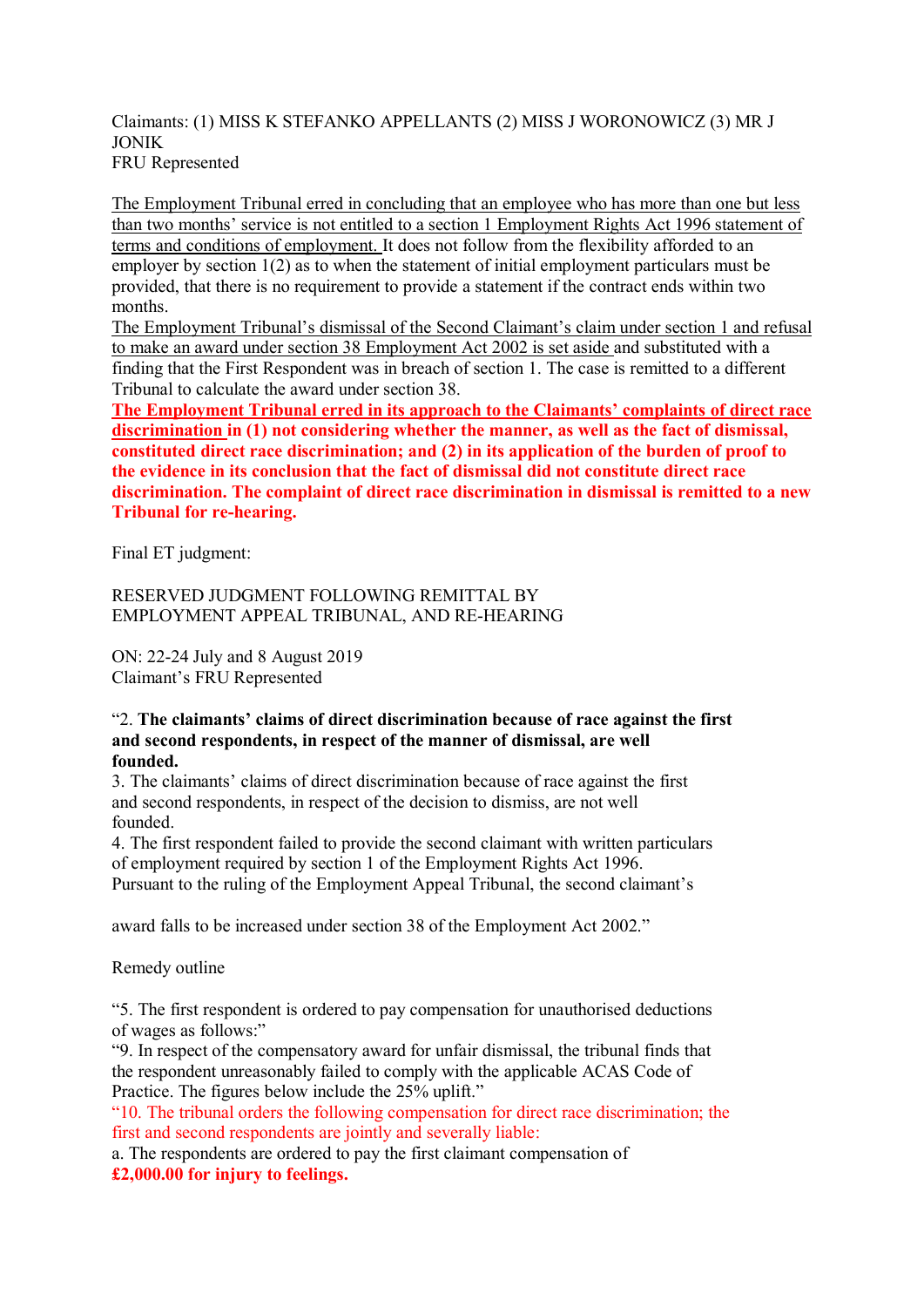Claimants: (1) MISS K STEFANKO APPELLANTS (2) MISS J WORONOWICZ (3) MR J JONIK
FRU Represented

The Employment Tribunal erred in concluding that an employee who has more than one but less than two months' service is not entitled to a section 1 Employment Rights Act 1996 statement of terms and conditions of employment. It does not follow from the flexibility afforded to an employer by section 1(2) as to when the statement of initial employment particulars must be provided, that there is no requirement to provide a statement if the contract ends within two months.

The Employment Tribunal's dismissal of the Second Claimant's claim under section 1 and refusal to make an award under section 38 Employment Act 2002 is set aside and substituted with a finding that the First Respondent was in breach of section 1. The case is remitted to a different Tribunal to calculate the award under section 38.

**The Employment Tribunal erred in its approach to the Claimants' complaints of direct race discrimination in (1) not considering whether the manner, as well as the fact of dismissal, constituted direct race discrimination; and (2) in its application of the burden of proof to the evidence in its conclusion that the fact of dismissal did not constitute direct race discrimination. The complaint of direct race discrimination in dismissal is remitted to a new Tribunal for re-hearing.**

Final ET judgment:

RESERVED JUDGMENT FOLLOWING REMITTAL BY EMPLOYMENT APPEAL TRIBUNAL, AND RE-HEARING

ON: 22-24 July and 8 August 2019
Claimant's FRU Represented

"2. **The claimants' claims of direct discrimination because of race against the first and second respondents, in respect of the manner of dismissal, are well founded.**
3. The claimants' claims of direct discrimination because of race against the first and second respondents, in respect of the decision to dismiss, are not well founded.
4. The first respondent failed to provide the second claimant with written particulars of employment required by section 1 of the Employment Rights Act 1996.
Pursuant to the ruling of the Employment Appeal Tribunal, the second claimant's

award falls to be increased under section 38 of the Employment Act 2002."

Remedy outline

"5. The first respondent is ordered to pay compensation for unauthorised deductions of wages as follows:"
"9. In respect of the compensatory award for unfair dismissal, the tribunal finds that the respondent unreasonably failed to comply with the applicable ACAS Code of Practice. The figures below include the 25% uplift."
"10. The tribunal orders the following compensation for direct race discrimination; the first and second respondents are jointly and severally liable:
a. The respondents are ordered to pay the first claimant compensation of **£2,000.00 for injury to feelings.**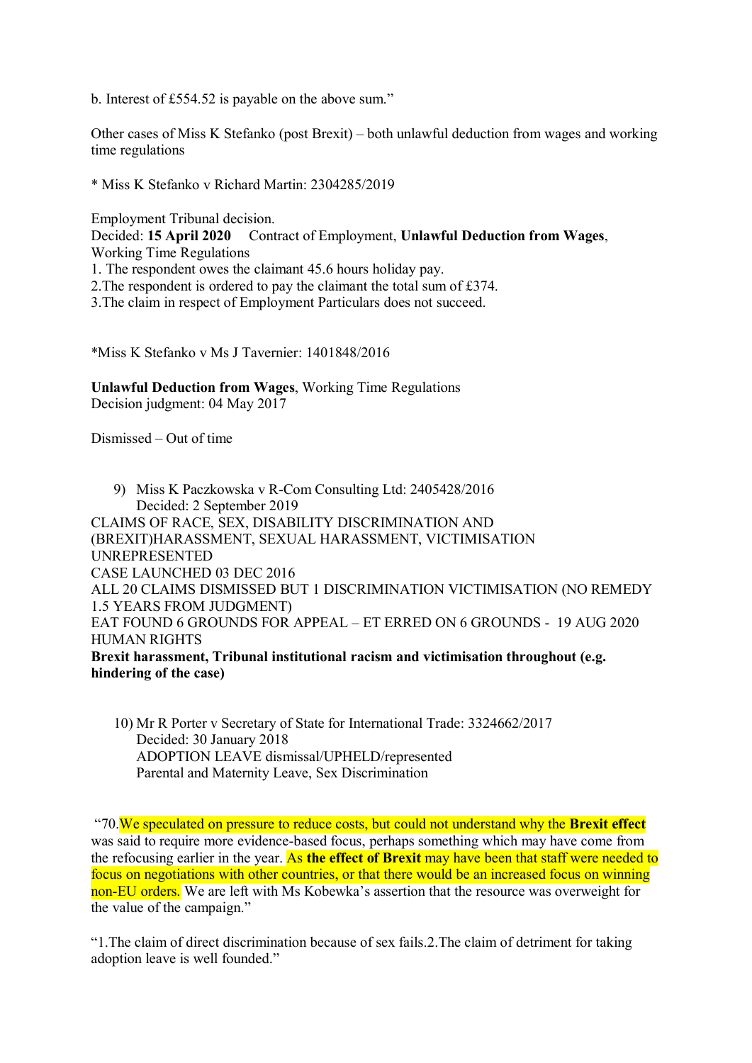b. Interest of £554.52 is payable on the above sum."

Other cases of Miss K Stefanko (post Brexit) – both unlawful deduction from wages and working time regulations

* Miss K Stefanko v Richard Martin: 2304285/2019

Employment Tribunal decision.
Decided: **15 April 2020** Contract of Employment, **Unlawful Deduction from Wages**, Working Time Regulations
1. The respondent owes the claimant 45.6 hours holiday pay.
2.The respondent is ordered to pay the claimant the total sum of £374.
3.The claim in respect of Employment Particulars does not succeed.

*Miss K Stefanko v Ms J Tavernier: 1401848/2016

**Unlawful Deduction from Wages**, Working Time Regulations
Decision judgment: 04 May 2017

Dismissed – Out of time

9) Miss K Paczkowska v R-Com Consulting Ltd: 2405428/2016
   Decided: 2 September 2019

CLAIMS OF RACE, SEX, DISABILITY DISCRIMINATION AND (BREXIT)HARASSMENT, SEXUAL HARASSMENT, VICTIMISATION
UNREPRESENTED
CASE LAUNCHED 03 DEC 2016
ALL 20 CLAIMS DISMISSED BUT 1 DISCRIMINATION VICTIMISATION (NO REMEDY 1.5 YEARS FROM JUDGMENT)
EAT FOUND 6 GROUNDS FOR APPEAL – ET ERRED ON 6 GROUNDS - 19 AUG 2020
HUMAN RIGHTS
**Brexit harassment, Tribunal institutional racism and victimisation throughout (e.g. hindering of the case)**

10) Mr R Porter v Secretary of State for International Trade: 3324662/2017
    Decided: 30 January 2018
    ADOPTION LEAVE dismissal/UPHELD/represented
    Parental and Maternity Leave, Sex Discrimination

"70.We speculated on pressure to reduce costs, but could not understand why the **Brexit effect** was said to require more evidence-based focus, perhaps something which may have come from the refocusing earlier in the year. As **the effect of Brexit** may have been that staff were needed to focus on negotiations with other countries, or that there would be an increased focus on winning non-EU orders. We are left with Ms Kobewka's assertion that the resource was overweight for the value of the campaign."

"1.The claim of direct discrimination because of sex fails.2.The claim of detriment for taking adoption leave is well founded."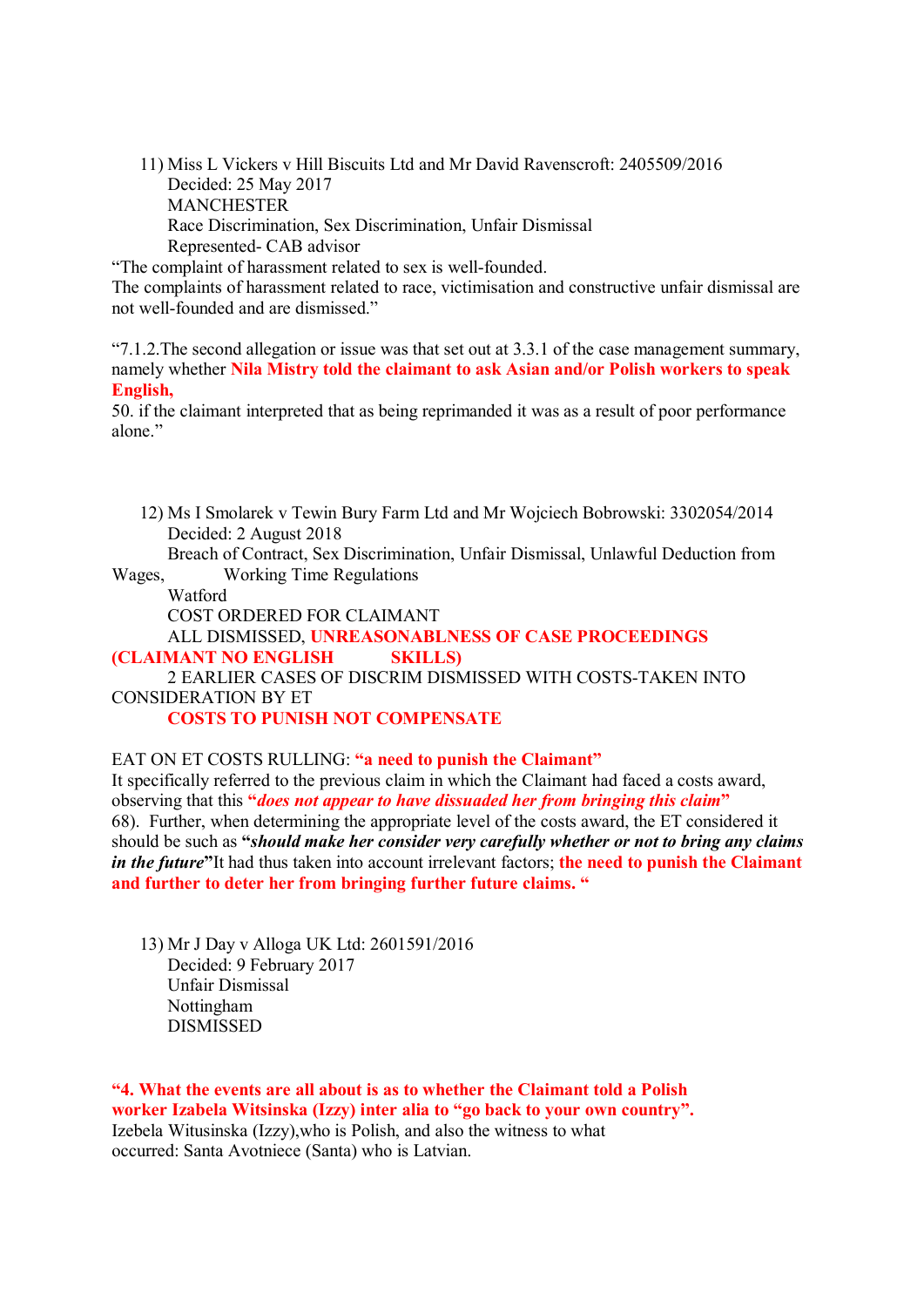11) Miss L Vickers v Hill Biscuits Ltd and Mr David Ravenscroft: 2405509/2016
Decided: 25 May 2017
MANCHESTER
Race Discrimination, Sex Discrimination, Unfair Dismissal
Represented- CAB advisor

"The complaint of harassment related to sex is well-founded.
The complaints of harassment related to race, victimisation and constructive unfair dismissal are not well-founded and are dismissed."

"7.1.2.The second allegation or issue was that set out at 3.3.1 of the case management summary, namely whether **Nila Mistry told the claimant to ask Asian and/or Polish workers to speak English,**
50. if the claimant interpreted that as being reprimanded it was as a result of poor performance alone."

12) Ms I Smolarek v Tewin Bury Farm Ltd and Mr Wojciech Bobrowski: 3302054/2014
Decided: 2 August 2018
Breach of Contract, Sex Discrimination, Unfair Dismissal, Unlawful Deduction from Wages, Working Time Regulations
Watford
COST ORDERED FOR CLAIMANT
ALL DISMISSED, **UNREASONABLNESS OF CASE PROCEEDINGS (CLAIMANT NO ENGLISH SKILLS)**
2 EARLIER CASES OF DISCRIM DISMISSED WITH COSTS-TAKEN INTO CONSIDERATION BY ET
**COSTS TO PUNISH NOT COMPENSATE**

EAT ON ET COSTS RULLING: **"a need to punish the Claimant"**
It specifically referred to the previous claim in which the Claimant had faced a costs award, observing that this **"*does not appear to have dissuaded her from bringing this claim*"**
68). Further, when determining the appropriate level of the costs award, the ET considered it should be such as **"*should make her consider very carefully whether or not to bring any claims in the future*"**It had thus taken into account irrelevant factors; **the need to punish the Claimant and further to deter her from bringing further future claims. "**

13) Mr J Day v Alloga UK Ltd: 2601591/2016
Decided: 9 February 2017
Unfair Dismissal
Nottingham
DISMISSED

**"4. What the events are all about is as to whether the Claimant told a Polish worker Izabela Witsinska (Izzy) inter alia to "go back to your own country".**
Izebela Witusinska (Izzy),who is Polish, and also the witness to what occurred: Santa Avotniece (Santa) who is Latvian.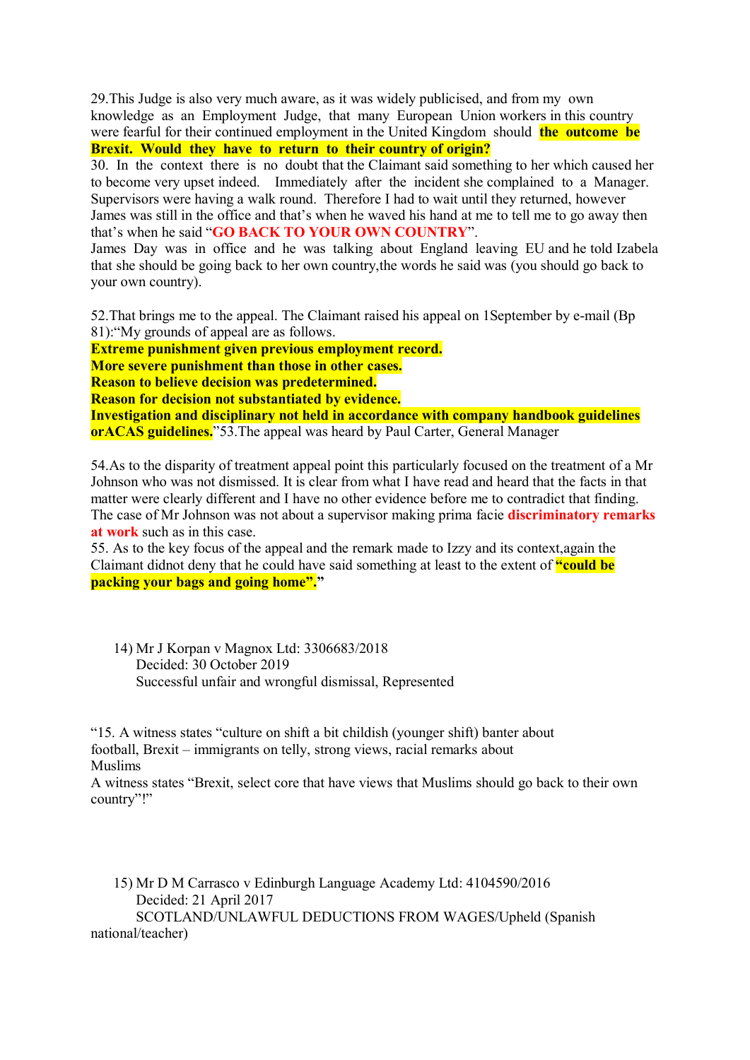29.This Judge is also very much aware, as it was widely publicised, and from my own knowledge as an Employment Judge, that many European Union workers in this country were fearful for their continued employment in the United Kingdom should **the outcome be Brexit. Would they have to return to their country of origin?**

30. In the context there is no doubt that the Claimant said something to her which caused her to become very upset indeed. Immediately after the incident she complained to a Manager. Supervisors were having a walk round. Therefore I had to wait until they returned, however James was still in the office and that's when he waved his hand at me to tell me to go away then that's when he said "**GO BACK TO YOUR OWN COUNTRY**".

James Day was in office and he was talking about England leaving EU and he told Izabela that she should be going back to her own country,the words he said was (you should go back to your own country).

52.That brings me to the appeal. The Claimant raised his appeal on 1September by e-mail (Bp 81):"My grounds of appeal are as follows.

**Extreme punishment given previous employment record.**
**More severe punishment than those in other cases.**
**Reason to believe decision was predetermined.**
**Reason for decision not substantiated by evidence.**
**Investigation and disciplinary not held in accordance with company handbook guidelines orACAS guidelines.**"53.The appeal was heard by Paul Carter, General Manager

54.As to the disparity of treatment appeal point this particularly focused on the treatment of a Mr Johnson who was not dismissed. It is clear from what I have read and heard that the facts in that matter were clearly different and I have no other evidence before me to contradict that finding. The case of Mr Johnson was not about a supervisor making prima facie **discriminatory remarks at work** such as in this case.

55. As to the key focus of the appeal and the remark made to Izzy and its context,again the Claimant didnot deny that he could have said something at least to the extent of **"could be packing your bags and going home".**"

14) Mr J Korpan v Magnox Ltd: 3306683/2018
Decided: 30 October 2019
Successful unfair and wrongful dismissal, Represented

"15. A witness states "culture on shift a bit childish (younger shift) banter about football, Brexit – immigrants on telly, strong views, racial remarks about Muslims
A witness states "Brexit, select core that have views that Muslims should go back to their own country"!"

15) Mr D M Carrasco v Edinburgh Language Academy Ltd: 4104590/2016
Decided: 21 April 2017
SCOTLAND/UNLAWFUL DEDUCTIONS FROM WAGES/Upheld (Spanish national/teacher)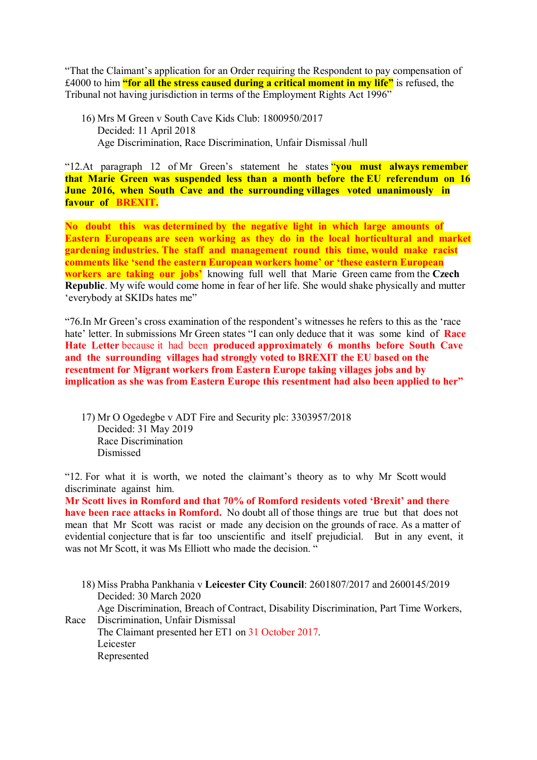"That the Claimant's application for an Order requiring the Respondent to pay compensation of £4000 to him **"for all the stress caused during a critical moment in my life"** is refused, the Tribunal not having jurisdiction in terms of the Employment Rights Act 1996"

16) Mrs M Green v South Cave Kids Club: 1800950/2017
Decided: 11 April 2018
Age Discrimination, Race Discrimination, Unfair Dismissal /hull

"12.At paragraph 12 of Mr Green's statement he states **"you must always remember that Marie Green was suspended less than a month before the EU referendum on 16 June 2016, when South Cave and the surrounding villages voted unanimously in favour of BREXIT.**

**No doubt this was determined by the negative light in which large amounts of Eastern Europeans are seen working as they do in the local horticultural and market gardening industries. The staff and management round this time, would make racist comments like 'send the eastern European workers home' or 'these eastern European workers are taking our jobs'** knowing full well that Marie Green came from the **Czech Republic**. My wife would come home in fear of her life. She would shake physically and mutter 'everybody at SKIDs hates me"

"76.In Mr Green's cross examination of the respondent's witnesses he refers to this as the 'race hate' letter. In submissions Mr Green states "I can only deduce that it was some kind of **Race Hate Letter** because it had been **produced approximately 6 months before South Cave and the surrounding villages had strongly voted to BREXIT the EU based on the resentment for Migrant workers from Eastern Europe taking villages jobs and by implication as she was from Eastern Europe this resentment had also been applied to her"**

17) Mr O Ogedegbe v ADT Fire and Security plc: 3303957/2018
Decided: 31 May 2019
Race Discrimination
Dismissed

"12. For what it is worth, we noted the claimant's theory as to why Mr Scott would discriminate against him.
**Mr Scott lives in Romford and that 70% of Romford residents voted 'Brexit' and there have been race attacks in Romford.** No doubt all of those things are true but that does not mean that Mr Scott was racist or made any decision on the grounds of race. As a matter of evidential conjecture that is far too unscientific and itself prejudicial. But in any event, it was not Mr Scott, it was Ms Elliott who made the decision. "

18) Miss Prabha Pankhania v **Leicester City Council**: 2601807/2017 and 2600145/2019
Decided: 30 March 2020
Age Discrimination, Breach of Contract, Disability Discrimination, Part Time Workers, Race Discrimination, Unfair Dismissal
The Claimant presented her ET1 on 31 October 2017.
Leicester
Represented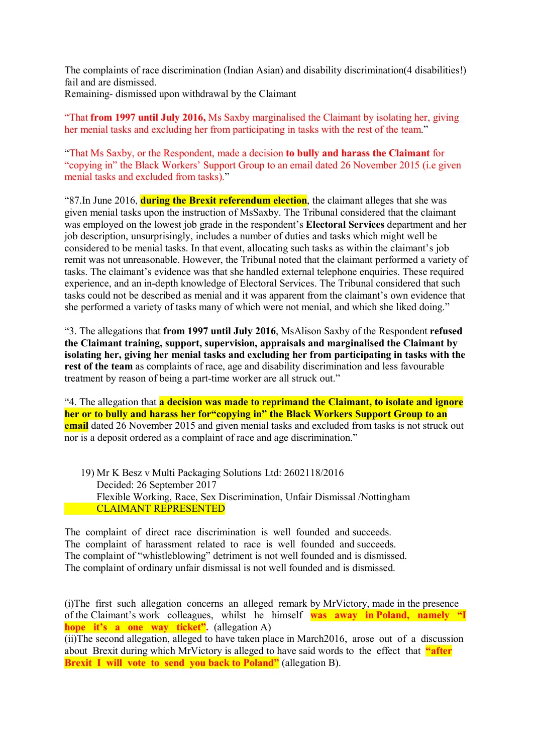The complaints of race discrimination (Indian Asian) and disability discrimination(4 disabilities!) fail and are dismissed.
Remaining- dismissed upon withdrawal by the Claimant

"That **from 1997 until July 2016,** Ms Saxby marginalised the Claimant by isolating her, giving her menial tasks and excluding her from participating in tasks with the rest of the team."

"That Ms Saxby, or the Respondent, made a decision **to bully and harass the Claimant** for "copying in" the Black Workers' Support Group to an email dated 26 November 2015 (i.e given menial tasks and excluded from tasks)."

"87.In June 2016, **during the Brexit referendum election**, the claimant alleges that she was given menial tasks upon the instruction of MsSaxby. The Tribunal considered that the claimant was employed on the lowest job grade in the respondent's **Electoral Services** department and her job description, unsurprisingly, includes a number of duties and tasks which might well be considered to be menial tasks. In that event, allocating such tasks as within the claimant's job remit was not unreasonable. However, the Tribunal noted that the claimant performed a variety of tasks. The claimant's evidence was that she handled external telephone enquiries. These required experience, and an in-depth knowledge of Electoral Services. The Tribunal considered that such tasks could not be described as menial and it was apparent from the claimant's own evidence that she performed a variety of tasks many of which were not menial, and which she liked doing."

"3. The allegations that **from 1997 until July 2016**, MsAlison Saxby of the Respondent **refused the Claimant training, support, supervision, appraisals and marginalised the Claimant by isolating her, giving her menial tasks and excluding her from participating in tasks with the rest of the team** as complaints of race, age and disability discrimination and less favourable treatment by reason of being a part-time worker are all struck out."

"4. The allegation that **a decision was made to reprimand the Claimant, to isolate and ignore her or to bully and harass her for"copying in" the Black Workers Support Group to an email** dated 26 November 2015 and given menial tasks and excluded from tasks is not struck out nor is a deposit ordered as a complaint of race and age discrimination."

19) Mr K Besz v Multi Packaging Solutions Ltd: 2602118/2016
Decided: 26 September 2017
Flexible Working, Race, Sex Discrimination, Unfair Dismissal /Nottingham
CLAIMANT REPRESENTED

The complaint of direct race discrimination is well founded and succeeds.
The complaint of harassment related to race is well founded and succeeds.
The complaint of "whistleblowing" detriment is not well founded and is dismissed.
The complaint of ordinary unfair dismissal is not well founded and is dismissed.

(i)The first such allegation concerns an alleged remark by MrVictory, made in the presence of the Claimant's work colleagues, whilst he himself **was away in Poland, namely "I hope it's a one way ticket".** (allegation A)
(ii)The second allegation, alleged to have taken place in March2016, arose out of a discussion about Brexit during which MrVictory is alleged to have said words to the effect that **"after Brexit I will vote to send you back to Poland"** (allegation B).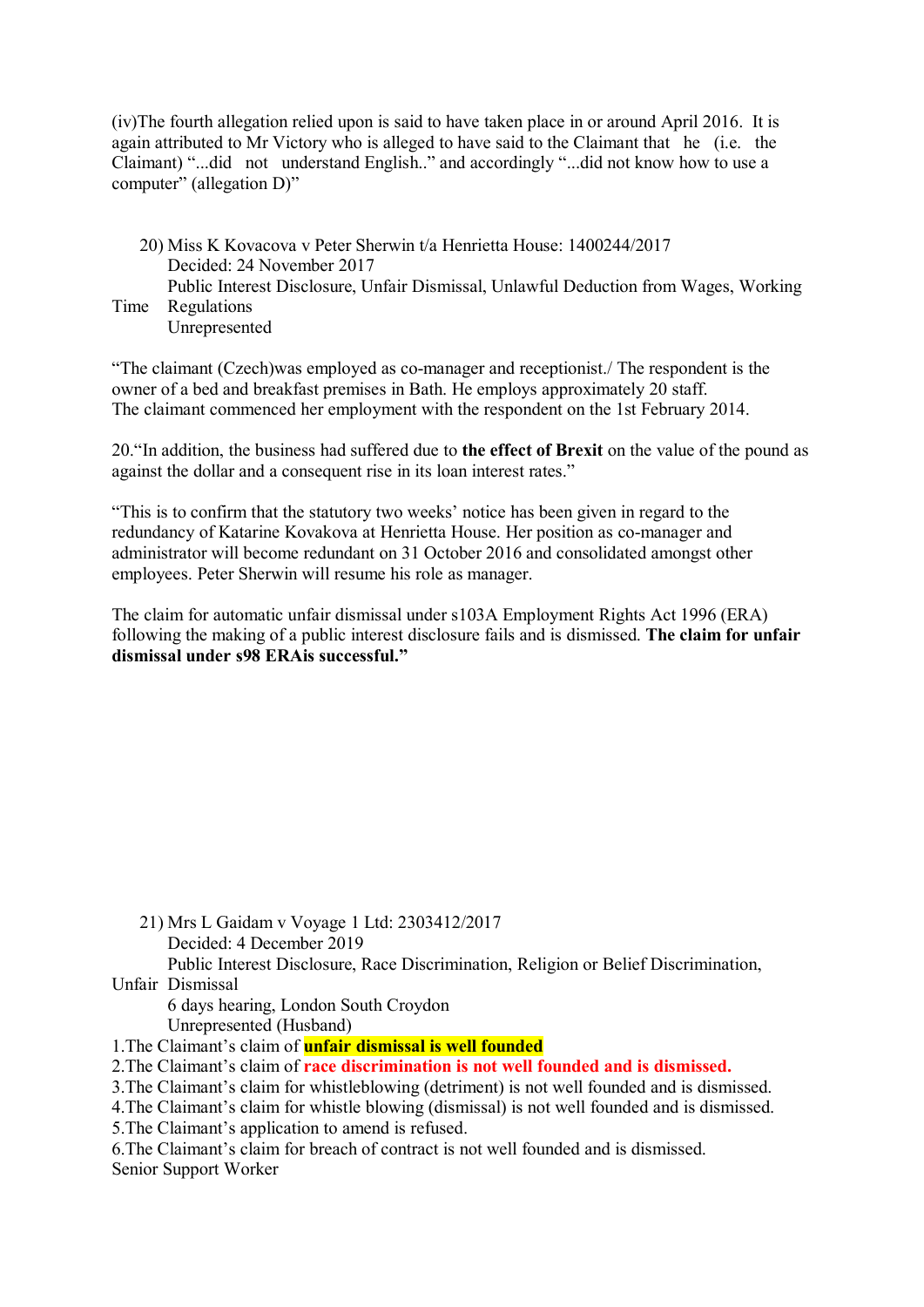(iv)The fourth allegation relied upon is said to have taken place in or around April 2016. It is again attributed to Mr Victory who is alleged to have said to the Claimant that he (i.e. the Claimant) "...did not understand English.." and accordingly "...did not know how to use a computer" (allegation D)"

20) Miss K Kovacova v Peter Sherwin t/a Henrietta House: 1400244/2017
Decided: 24 November 2017
Public Interest Disclosure, Unfair Dismissal, Unlawful Deduction from Wages, Working Time Regulations
Unrepresented

"The claimant (Czech)was employed as co-manager and receptionist./ The respondent is the owner of a bed and breakfast premises in Bath. He employs approximately 20 staff.
The claimant commenced her employment with the respondent on the 1st February 2014.

20."In addition, the business had suffered due to **the effect of Brexit** on the value of the pound as against the dollar and a consequent rise in its loan interest rates."

"This is to confirm that the statutory two weeks' notice has been given in regard to the redundancy of Katarine Kovakova at Henrietta House. Her position as co-manager and administrator will become redundant on 31 October 2016 and consolidated amongst other employees. Peter Sherwin will resume his role as manager.

The claim for automatic unfair dismissal under s103A Employment Rights Act 1996 (ERA) following the making of a public interest disclosure fails and is dismissed. **The claim for unfair dismissal under s98 ERAis successful."**

21) Mrs L Gaidam v Voyage 1 Ltd: 2303412/2017
Decided: 4 December 2019
Public Interest Disclosure, Race Discrimination, Religion or Belief Discrimination, Unfair Dismissal
6 days hearing, London South Croydon
Unrepresented (Husband)

1.The Claimant's claim of **unfair dismissal is well founded**
2.The Claimant's claim of **race discrimination is not well founded and is dismissed.**
3.The Claimant's claim for whistleblowing (detriment) is not well founded and is dismissed.
4.The Claimant's claim for whistle blowing (dismissal) is not well founded and is dismissed.
5.The Claimant's application to amend is refused.
6.The Claimant's claim for breach of contract is not well founded and is dismissed.
Senior Support Worker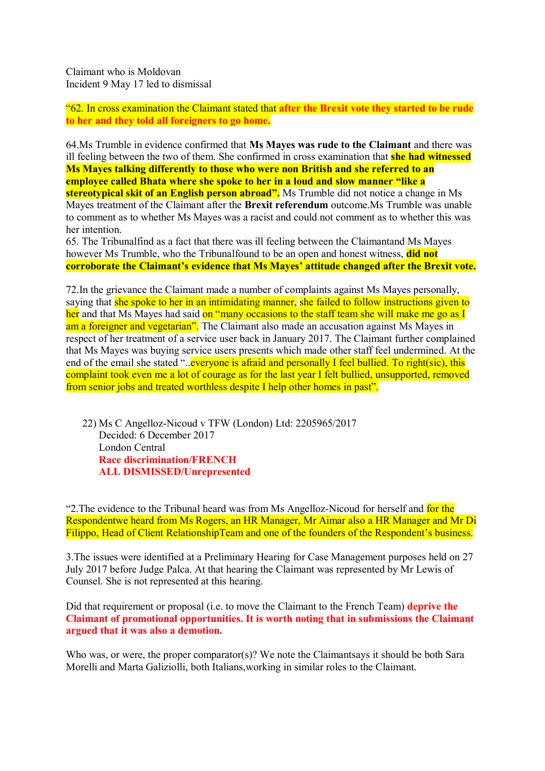Claimant who is Moldovan
Incident 9 May 17 led to dismissal

"62. In cross examination the Claimant stated that **after the Brexit vote they started to be rude to her and they told all foreigners to go home.**

64.Ms Trumble in evidence confirmed that **Ms Mayes was rude to the Claimant** and there was ill feeling between the two of them. She confirmed in cross examination that **she had witnessed Ms Mayes talking differently to those who were non British and she referred to an employee called Bhata where she spoke to her in a loud and slow manner "like a stereotypical skit of an English person abroad".** Ms Trumble did not notice a change in Ms Mayes treatment of the Claimant after the **Brexit referendum** outcome.Ms Trumble was unable to comment as to whether Ms Mayes was a racist and could not comment as to whether this was her intention.

65. The Tribunalfind as a fact that there was ill feeling between the Claimantand Ms Mayes however Ms Trumble, who the Tribunalfound to be an open and honest witness, **did not corroborate the Claimant's evidence that Ms Mayes' attitude changed after the Brexit vote.**

72.In the grievance the Claimant made a number of complaints against Ms Mayes personally, saying that she spoke to her in an intimidating manner, she failed to follow instructions given to her and that Ms Mayes had said on "many occasions to the staff team she will make me go as I am a foreigner and vegetarian". The Claimant also made an accusation against Ms Mayes in respect of her treatment of a service user back in January 2017. The Claimant further complained that Ms Mayes was buying service users presents which made other staff feel undermined. At the end of the email she stated "..everyone is afraid and personally I feel bullied. To right(sic), this complaint took even me a lot of courage as for the last year I felt bullied, unsupported, removed from senior jobs and treated worthless despite I help other homes in past".

22) Ms C Angelloz-Nicoud v TFW (London) Ltd: 2205965/2017
Decided: 6 December 2017
London Central
**Race discrimination/FRENCH**
**ALL DISMISSED/Unrepresented**

"2.The evidence to the Tribunal heard was from Ms Angelloz-Nicoud for herself and for the Respondentwe heard from Ms Rogers, an HR Manager, Mr Aimar also a HR Manager and Mr Di Filippo, Head of Client RelationshipTeam and one of the founders of the Respondent's business.

3.The issues were identified at a Preliminary Hearing for Case Management purposes held on 27 July 2017 before Judge Palca. At that hearing the Claimant was represented by Mr Lewis of Counsel. She is not represented at this hearing.

Did that requirement or proposal (i.e. to move the Claimant to the French Team) **deprive the Claimant of promotional opportunities. It is worth noting that in submissions the Claimant argued that it was also a demotion.**

Who was, or were, the proper comparator(s)? We note the Claimantsays it should be both Sara Morelli and Marta Galiziolli, both Italians,working in similar roles to the Claimant.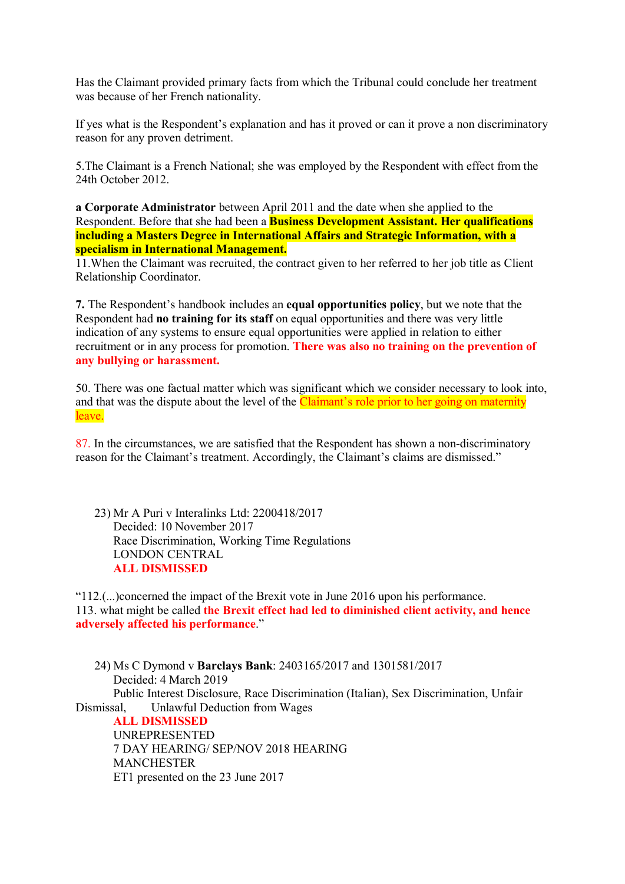Has the Claimant provided primary facts from which the Tribunal could conclude her treatment was because of her French nationality.

If yes what is the Respondent's explanation and has it proved or can it prove a non discriminatory reason for any proven detriment.

5.The Claimant is a French National; she was employed by the Respondent with effect from the 24th October 2012.

**a Corporate Administrator** between April 2011 and the date when she applied to the Respondent. Before that she had been a **Business Development Assistant. Her qualifications including a Masters Degree in International Affairs and Strategic Information, with a specialism in International Management.**
11.When the Claimant was recruited, the contract given to her referred to her job title as Client Relationship Coordinator.

**7.** The Respondent's handbook includes an **equal opportunities policy**, but we note that the Respondent had **no training for its staff** on equal opportunities and there was very little indication of any systems to ensure equal opportunities were applied in relation to either recruitment or in any process for promotion. **There was also no training on the prevention of any bullying or harassment.**

50. There was one factual matter which was significant which we consider necessary to look into, and that was the dispute about the level of the Claimant's role prior to her going on maternity leave.

87. In the circumstances, we are satisfied that the Respondent has shown a non-discriminatory reason for the Claimant's treatment. Accordingly, the Claimant's claims are dismissed."

23) Mr A Puri v Interalinks Ltd: 2200418/2017
Decided: 10 November 2017
Race Discrimination, Working Time Regulations
LONDON CENTRAL
**ALL DISMISSED**

"112.(...)concerned the impact of the Brexit vote in June 2016 upon his performance.
113. what might be called **the Brexit effect had led to diminished client activity, and hence adversely affected his performance**."

24) Ms C Dymond v **Barclays Bank**: 2403165/2017 and 1301581/2017
Decided: 4 March 2019
Public Interest Disclosure, Race Discrimination (Italian), Sex Discrimination, Unfair Dismissal, Unlawful Deduction from Wages
**ALL DISMISSED**
UNREPRESENTED
7 DAY HEARING/ SEP/NOV 2018 HEARING
MANCHESTER
ET1 presented on the 23 June 2017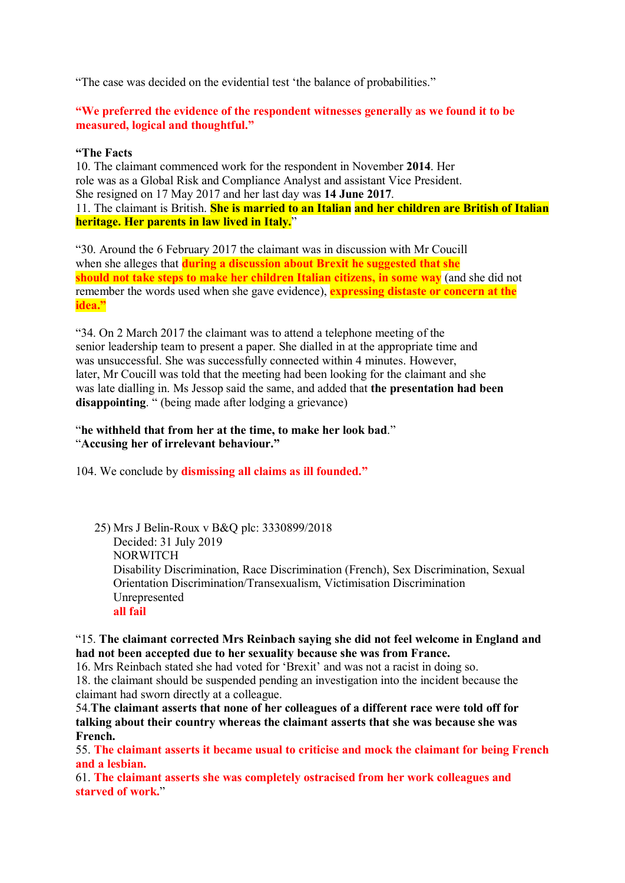"The case was decided on the evidential test 'the balance of probabilities."

**"We preferred the evidence of the respondent witnesses generally as we found it to be measured, logical and thoughtful."**

**"The Facts**
10. The claimant commenced work for the respondent in November **2014**. Her role was as a Global Risk and Compliance Analyst and assistant Vice President. She resigned on 17 May 2017 and her last day was **14 June 2017**.
11. The claimant is British. **She is married to an Italian and her children are British of Italian heritage. Her parents in law lived in Italy.**"

"30. Around the 6 February 2017 the claimant was in discussion with Mr Coucill when she alleges that **during a discussion about Brexit he suggested that she should not take steps to make her children Italian citizens, in some way** (and she did not remember the words used when she gave evidence), **expressing distaste or concern at the idea."**

"34. On 2 March 2017 the claimant was to attend a telephone meeting of the senior leadership team to present a paper. She dialled in at the appropriate time and was unsuccessful. She was successfully connected within 4 minutes. However, later, Mr Coucill was told that the meeting had been looking for the claimant and she was late dialling in. Ms Jessop said the same, and added that **the presentation had been disappointing**. " (being made after lodging a grievance)

"**he withheld that from her at the time, to make her look bad**."
"**Accusing her of irrelevant behaviour."**

104. We conclude by **dismissing all claims as ill founded."**

25) Mrs J Belin-Roux v B&Q plc: 3330899/2018
Decided: 31 July 2019
NORWITCH
Disability Discrimination, Race Discrimination (French), Sex Discrimination, Sexual Orientation Discrimination/Transexualism, Victimisation Discrimination
Unrepresented
**all fail**

"15. **The claimant corrected Mrs Reinbach saying she did not feel welcome in England and had not been accepted due to her sexuality because she was from France.**
16. Mrs Reinbach stated she had voted for 'Brexit' and was not a racist in doing so.
18. the claimant should be suspended pending an investigation into the incident because the claimant had sworn directly at a colleague.
54.**The claimant asserts that none of her colleagues of a different race were told off for talking about their country whereas the claimant asserts that she was because she was French.**
55. **The claimant asserts it became usual to criticise and mock the claimant for being French and a lesbian.**
61. **The claimant asserts she was completely ostracised from her work colleagues and starved of work.**"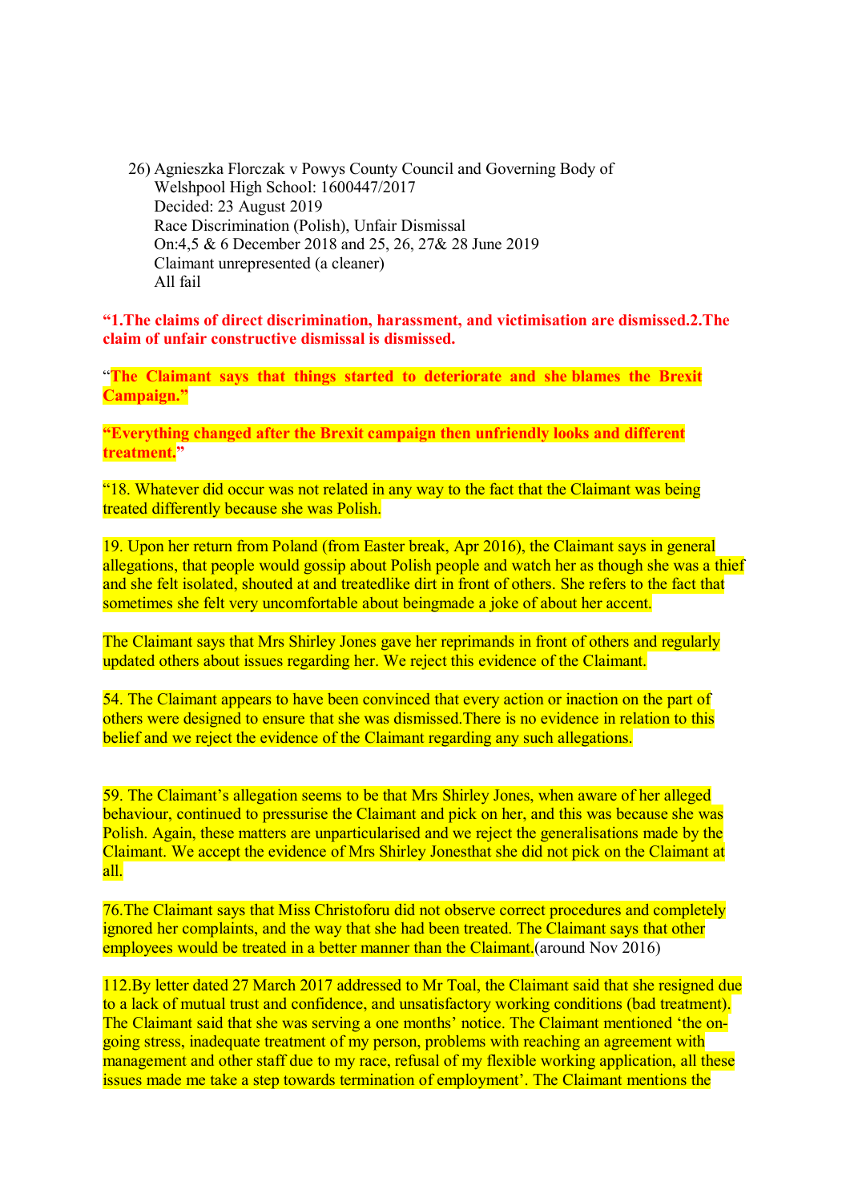26) Agnieszka Florczak v Powys County Council and Governing Body of Welshpool High School: 1600447/2017
Decided: 23 August 2019
Race Discrimination (Polish), Unfair Dismissal
On:4,5 & 6 December 2018 and 25, 26, 27& 28 June 2019
Claimant unrepresented (a cleaner)
All fail

**"1.The claims of direct discrimination, harassment, and victimisation are dismissed.2.The claim of unfair constructive dismissal is dismissed.**

"**The Claimant says that things started to deteriorate and she blames the Brexit Campaign."**

**"Everything changed after the Brexit campaign then unfriendly looks and different treatment."**

"18. Whatever did occur was not related in any way to the fact that the Claimant was being treated differently because she was Polish.

19. Upon her return from Poland (from Easter break, Apr 2016), the Claimant says in general allegations, that people would gossip about Polish people and watch her as though she was a thief and she felt isolated, shouted at and treatedlike dirt in front of others. She refers to the fact that sometimes she felt very uncomfortable about beingmade a joke of about her accent.

The Claimant says that Mrs Shirley Jones gave her reprimands in front of others and regularly updated others about issues regarding her. We reject this evidence of the Claimant.

54. The Claimant appears to have been convinced that every action or inaction on the part of others were designed to ensure that she was dismissed.There is no evidence in relation to this belief and we reject the evidence of the Claimant regarding any such allegations.

59. The Claimant's allegation seems to be that Mrs Shirley Jones, when aware of her alleged behaviour, continued to pressurise the Claimant and pick on her, and this was because she was Polish. Again, these matters are unparticularised and we reject the generalisations made by the Claimant. We accept the evidence of Mrs Shirley Jonesthat she did not pick on the Claimant at all.

76.The Claimant says that Miss Christoforu did not observe correct procedures and completely ignored her complaints, and the way that she had been treated. The Claimant says that other employees would be treated in a better manner than the Claimant.(around Nov 2016)

112.By letter dated 27 March 2017 addressed to Mr Toal, the Claimant said that she resigned due to a lack of mutual trust and confidence, and unsatisfactory working conditions (bad treatment). The Claimant said that she was serving a one months' notice. The Claimant mentioned 'the on-going stress, inadequate treatment of my person, problems with reaching an agreement with management and other staff due to my race, refusal of my flexible working application, all these issues made me take a step towards termination of employment'. The Claimant mentions the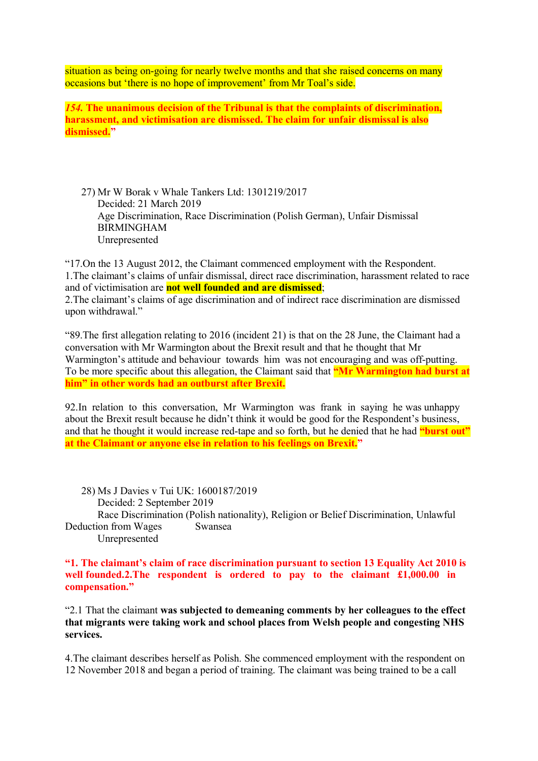situation as being on-going for nearly twelve months and that she raised concerns on many occasions but 'there is no hope of improvement' from Mr Toal's side.

***154.* The unanimous decision of the Tribunal is that the complaints of discrimination, harassment, and victimisation are dismissed. The claim for unfair dismissal is also dismissed."**

27) Mr W Borak v Whale Tankers Ltd: 1301219/2017
Decided: 21 March 2019
Age Discrimination, Race Discrimination (Polish German), Unfair Dismissal
BIRMINGHAM
Unrepresented

"17.On the 13 August 2012, the Claimant commenced employment with the Respondent.
1.The claimant's claims of unfair dismissal, direct race discrimination, harassment related to race and of victimisation are **not well founded and are dismissed**;
2.The claimant's claims of age discrimination and of indirect race discrimination are dismissed upon withdrawal."

"89.The first allegation relating to 2016 (incident 21) is that on the 28 June, the Claimant had a conversation with Mr Warmington about the Brexit result and that he thought that Mr Warmington's attitude and behaviour towards him was not encouraging and was off-putting. To be more specific about this allegation, the Claimant said that **"Mr Warmington had burst at him" in other words had an outburst after Brexit.**

92.In relation to this conversation, Mr Warmington was frank in saying he was unhappy about the Brexit result because he didn't think it would be good for the Respondent's business, and that he thought it would increase red-tape and so forth, but he denied that he had **"burst out" at the Claimant or anyone else in relation to his feelings on Brexit."**

28) Ms J Davies v Tui UK: 1600187/2019
Decided: 2 September 2019
Race Discrimination (Polish nationality), Religion or Belief Discrimination, Unlawful Deduction from Wages Swansea
Unrepresented

**"1. The claimant's claim of race discrimination pursuant to section 13 Equality Act 2010 is well founded.2.The respondent is ordered to pay to the claimant £1,000.00 in compensation."**

"2.1 That the claimant **was subjected to demeaning comments by her colleagues to the effect that migrants were taking work and school places from Welsh people and congesting NHS services.**

4.The claimant describes herself as Polish. She commenced employment with the respondent on 12 November 2018 and began a period of training. The claimant was being trained to be a call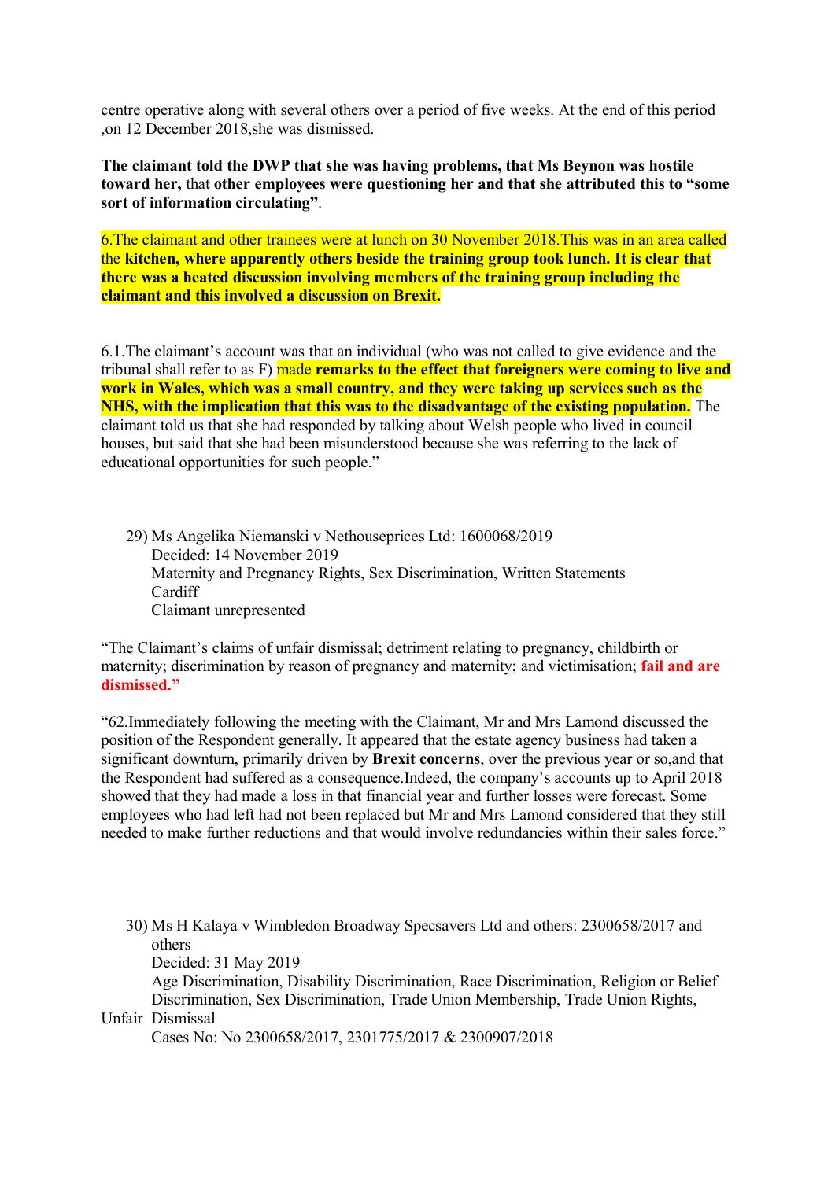centre operative along with several others over a period of five weeks. At the end of this period ,on 12 December 2018,she was dismissed.

**The claimant told the DWP that she was having problems, that Ms Beynon was hostile toward her,** that **other employees were questioning her and that she attributed this to "some sort of information circulating"**.

6.The claimant and other trainees were at lunch on 30 November 2018.This was in an area called the **kitchen, where apparently others beside the training group took lunch. It is clear that there was a heated discussion involving members of the training group including the claimant and this involved a discussion on Brexit.**

6.1.The claimant's account was that an individual (who was not called to give evidence and the tribunal shall refer to as F) made **remarks to the effect that foreigners were coming to live and work in Wales, which was a small country, and they were taking up services such as the NHS, with the implication that this was to the disadvantage of the existing population.** The claimant told us that she had responded by talking about Welsh people who lived in council houses, but said that she had been misunderstood because she was referring to the lack of educational opportunities for such people."

29) Ms Angelika Niemanski v Nethouseprices Ltd: 1600068/2019
Decided: 14 November 2019
Maternity and Pregnancy Rights, Sex Discrimination, Written Statements
Cardiff
Claimant unrepresented

"The Claimant's claims of unfair dismissal; detriment relating to pregnancy, childbirth or maternity; discrimination by reason of pregnancy and maternity; and victimisation; **fail and are dismissed."**

"62.Immediately following the meeting with the Claimant, Mr and Mrs Lamond discussed the position of the Respondent generally. It appeared that the estate agency business had taken a significant downturn, primarily driven by **Brexit concerns**, over the previous year or so,and that the Respondent had suffered as a consequence.Indeed, the company's accounts up to April 2018 showed that they had made a loss in that financial year and further losses were forecast. Some employees who had left had not been replaced but Mr and Mrs Lamond considered that they still needed to make further reductions and that would involve redundancies within their sales force."

30) Ms H Kalaya v Wimbledon Broadway Specsavers Ltd and others: 2300658/2017 and others
Decided: 31 May 2019
Age Discrimination, Disability Discrimination, Race Discrimination, Religion or Belief Discrimination, Sex Discrimination, Trade Union Membership, Trade Union Rights, Unfair Dismissal
Cases No: No 2300658/2017, 2301775/2017 & 2300907/2018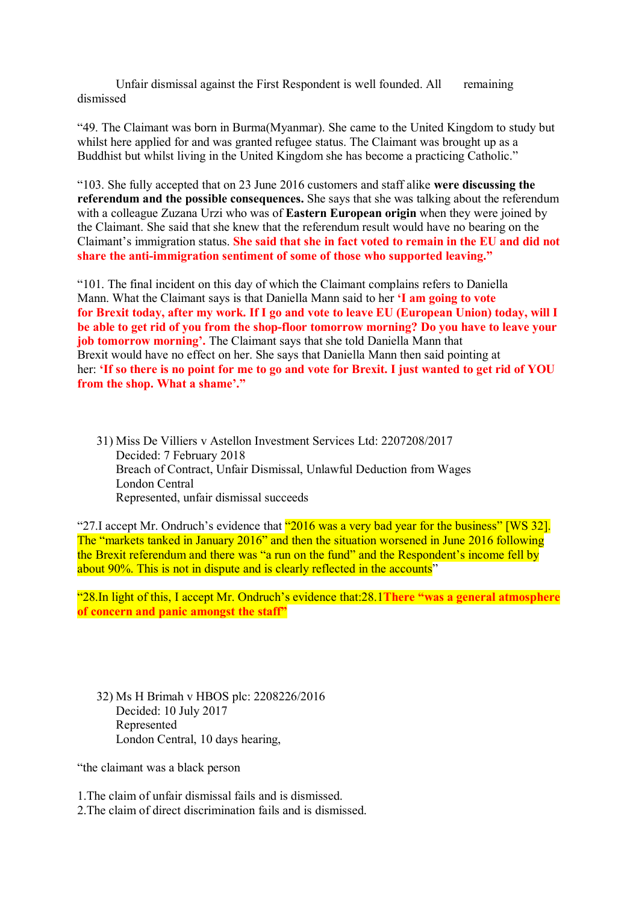Unfair dismissal against the First Respondent is well founded. All remaining dismissed

"49. The Claimant was born in Burma(Myanmar). She came to the United Kingdom to study but whilst here applied for and was granted refugee status. The Claimant was brought up as a Buddhist but whilst living in the United Kingdom she has become a practicing Catholic."

"103. She fully accepted that on 23 June 2016 customers and staff alike **were discussing the referendum and the possible consequences.** She says that she was talking about the referendum with a colleague Zuzana Urzi who was of **Eastern European origin** when they were joined by the Claimant. She said that she knew that the referendum result would have no bearing on the Claimant's immigration status. **She said that she in fact voted to remain in the EU and did not share the anti-immigration sentiment of some of those who supported leaving."**

"101. The final incident on this day of which the Claimant complains refers to Daniella Mann. What the Claimant says is that Daniella Mann said to her **'I am going to vote for Brexit today, after my work. If I go and vote to leave EU (European Union) today, will I be able to get rid of you from the shop-floor tomorrow morning? Do you have to leave your job tomorrow morning'.** The Claimant says that she told Daniella Mann that Brexit would have no effect on her. She says that Daniella Mann then said pointing at her: **'If so there is no point for me to go and vote for Brexit. I just wanted to get rid of YOU from the shop. What a shame'."**

31) Miss De Villiers v Astellon Investment Services Ltd: 2207208/2017
Decided: 7 February 2018
Breach of Contract, Unfair Dismissal, Unlawful Deduction from Wages
London Central
Represented, unfair dismissal succeeds

"27.I accept Mr. Ondruch's evidence that "2016 was a very bad year for the business" [WS 32]. The "markets tanked in January 2016" and then the situation worsened in June 2016 following the Brexit referendum and there was "a run on the fund" and the Respondent's income fell by about 90%. This is not in dispute and is clearly reflected in the accounts"

"28.In light of this, I accept Mr. Ondruch's evidence that:28.1**There "was a general atmosphere of concern and panic amongst the staff"**

32) Ms H Brimah v HBOS plc: 2208226/2016
Decided: 10 July 2017
Represented
London Central, 10 days hearing,

"the claimant was a black person

1.The claim of unfair dismissal fails and is dismissed.
2.The claim of direct discrimination fails and is dismissed.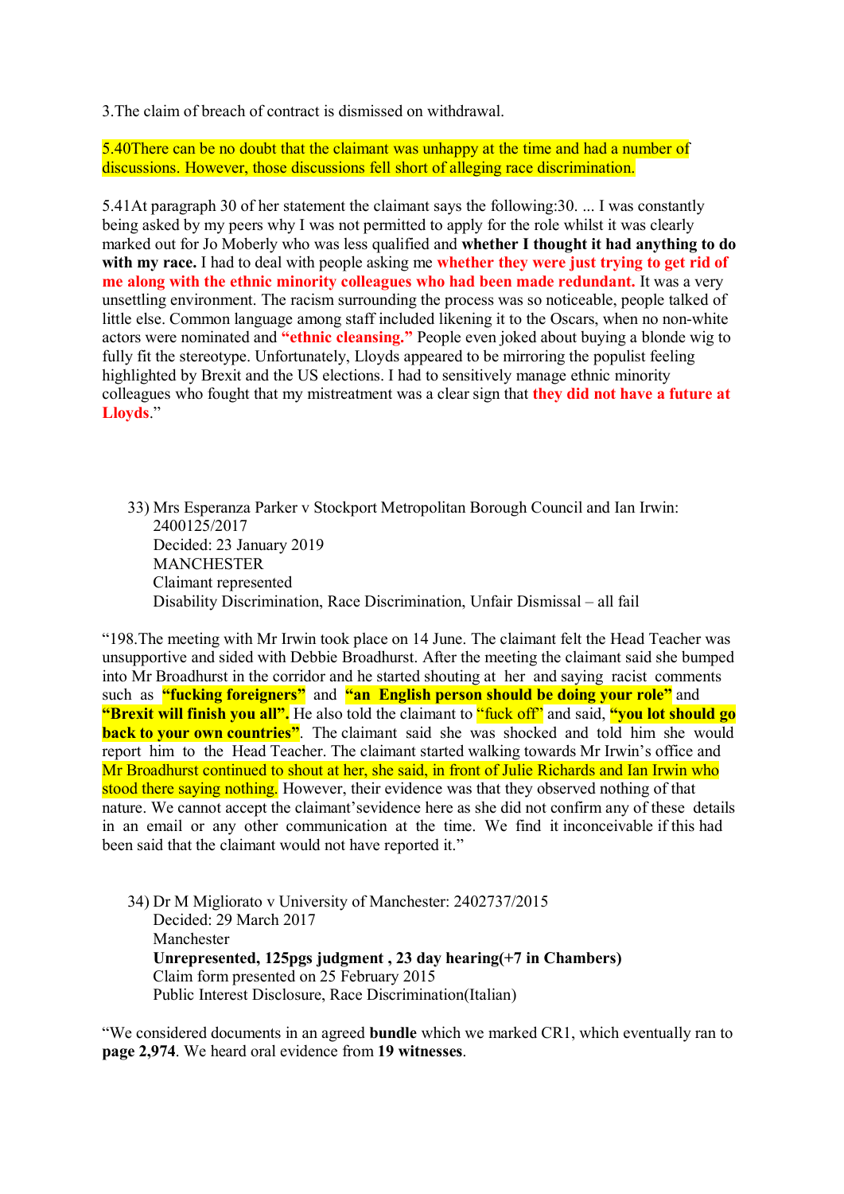3.The claim of breach of contract is dismissed on withdrawal.

5.40There can be no doubt that the claimant was unhappy at the time and had a number of discussions. However, those discussions fell short of alleging race discrimination.

5.41At paragraph 30 of her statement the claimant says the following:30. ... I was constantly being asked by my peers why I was not permitted to apply for the role whilst it was clearly marked out for Jo Moberly who was less qualified and **whether I thought it had anything to do with my race.** I had to deal with people asking me **whether they were just trying to get rid of me along with the ethnic minority colleagues who had been made redundant.** It was a very unsettling environment. The racism surrounding the process was so noticeable, people talked of little else. Common language among staff included likening it to the Oscars, when no non-white actors were nominated and **"ethnic cleansing."** People even joked about buying a blonde wig to fully fit the stereotype. Unfortunately, Lloyds appeared to be mirroring the populist feeling highlighted by Brexit and the US elections. I had to sensitively manage ethnic minority colleagues who fought that my mistreatment was a clear sign that **they did not have a future at Lloyds**."

33) Mrs Esperanza Parker v Stockport Metropolitan Borough Council and Ian Irwin: 2400125/2017
Decided: 23 January 2019
MANCHESTER
Claimant represented
Disability Discrimination, Race Discrimination, Unfair Dismissal – all fail

"198.The meeting with Mr Irwin took place on 14 June. The claimant felt the Head Teacher was unsupportive and sided with Debbie Broadhurst. After the meeting the claimant said she bumped into Mr Broadhurst in the corridor and he started shouting at her and saying racist comments such as **"fucking foreigners"** and **"an English person should be doing your role"** and **"Brexit will finish you all".** He also told the claimant to "fuck off" and said, **"you lot should go back to your own countries"**. The claimant said she was shocked and told him she would report him to the Head Teacher. The claimant started walking towards Mr Irwin's office and Mr Broadhurst continued to shout at her, she said, in front of Julie Richards and Ian Irwin who stood there saying nothing. However, their evidence was that they observed nothing of that nature. We cannot accept the claimant'sevidence here as she did not confirm any of these details in an email or any other communication at the time. We find it inconceivable if this had been said that the claimant would not have reported it."

34) Dr M Migliorato v University of Manchester: 2402737/2015
Decided: 29 March 2017
Manchester
**Unrepresented, 125pgs judgment , 23 day hearing(+7 in Chambers)**
Claim form presented on 25 February 2015
Public Interest Disclosure, Race Discrimination(Italian)

"We considered documents in an agreed **bundle** which we marked CR1, which eventually ran to **page 2,974**. We heard oral evidence from **19 witnesses**.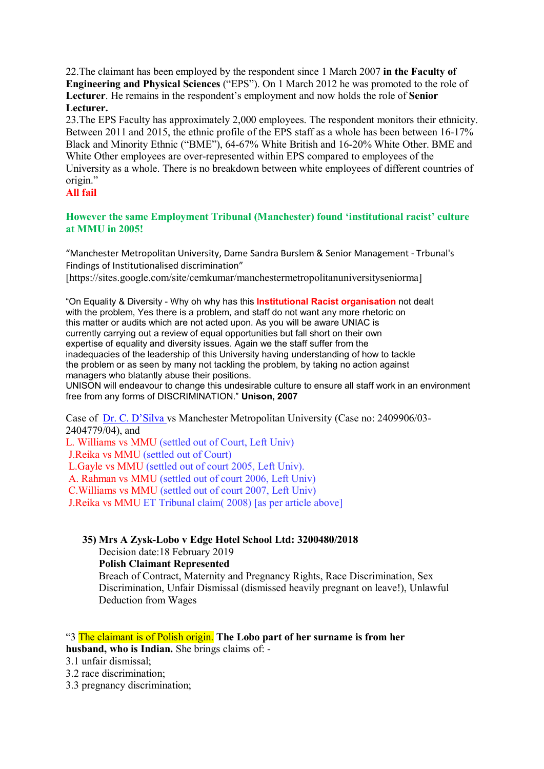22.The claimant has been employed by the respondent since 1 March 2007 **in the Faculty of Engineering and Physical Sciences** ("EPS"). On 1 March 2012 he was promoted to the role of **Lecturer**. He remains in the respondent's employment and now holds the role of **Senior Lecturer.**

23.The EPS Faculty has approximately 2,000 employees. The respondent monitors their ethnicity. Between 2011 and 2015, the ethnic profile of the EPS staff as a whole has been between 16-17% Black and Minority Ethnic ("BME"), 64-67% White British and 16-20% White Other. BME and White Other employees are over-represented within EPS compared to employees of the University as a whole. There is no breakdown between white employees of different countries of origin."

**All fail**

**However the same Employment Tribunal (Manchester) found 'institutional racist' culture at MMU in 2005!**

"Manchester Metropolitan University, Dame Sandra Burslem & Senior Management - Trbunal's Findings of Institutionalised discrimination"
[https://sites.google.com/site/cemkumar/manchestermetropolitanuniversityseniorma]

"On Equality & Diversity - Why oh why has this **Institutional Racist organisation** not dealt with the problem, Yes there is a problem, and staff do not want any more rhetoric on this matter or audits which are not acted upon. As you will be aware UNIAC is currently carrying out a review of equal opportunities but fall short on their own expertise of equality and diversity issues. Again we the staff suffer from the inadequacies of the leadership of this University having understanding of how to tackle the problem or as seen by many not tackling the problem, by taking no action against managers who blatantly abuse their positions.
UNISON will endeavour to change this undesirable culture to ensure all staff work in an environment free from any forms of DISCRIMINATION." **Unison, 2007**

Case of Dr. C. D'Silva vs Manchester Metropolitan University (Case no: 2409906/03-2404779/04), and

L. Williams vs MMU (settled out of Court, Left Univ)
J.Reika vs MMU (settled out of Court)
L.Gayle vs MMU (settled out of court 2005, Left Univ).
A. Rahman vs MMU (settled out of court 2006, Left Univ)
C.Williams vs MMU (settled out of court 2007, Left Univ)
J.Reika vs MMU ET Tribunal claim( 2008) [as per article above]

**35) Mrs A Zysk-Lobo v Edge Hotel School Ltd: 3200480/2018**
Decision date:18 February 2019
**Polish Claimant Represented**
Breach of Contract, Maternity and Pregnancy Rights, Race Discrimination, Sex Discrimination, Unfair Dismissal (dismissed heavily pregnant on leave!), Unlawful Deduction from Wages

"3 The claimant is of Polish origin. **The Lobo part of her surname is from her husband, who is Indian.** She brings claims of: -
3.1 unfair dismissal;
3.2 race discrimination;
3.3 pregnancy discrimination;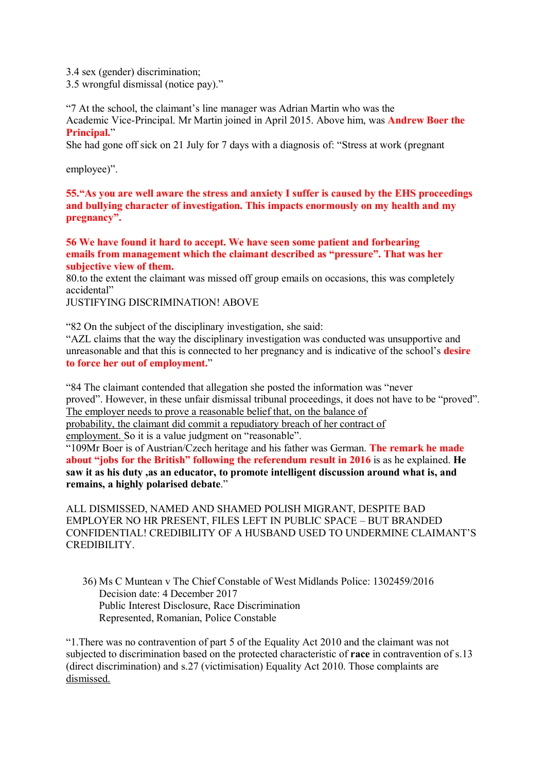3.4 sex (gender) discrimination;
3.5 wrongful dismissal (notice pay)."

"7 At the school, the claimant's line manager was Adrian Martin who was the Academic Vice-Principal. Mr Martin joined in April 2015. Above him, was **Andrew Boer the Principal.**"
She had gone off sick on 21 July for 7 days with a diagnosis of: "Stress at work (pregnant employee)".

**55."As you are well aware the stress and anxiety I suffer is caused by the EHS proceedings and bullying character of investigation. This impacts enormously on my health and my pregnancy".**

**56 We have found it hard to accept. We have seen some patient and forbearing emails from management which the claimant described as "pressure". That was her subjective view of them.**
80.to the extent the claimant was missed off group emails on occasions, this was completely accidental"
JUSTIFYING DISCRIMINATION! ABOVE

"82 On the subject of the disciplinary investigation, she said:
"AZL claims that the way the disciplinary investigation was conducted was unsupportive and unreasonable and that this is connected to her pregnancy and is indicative of the school's **desire to force her out of employment.**"

"84 The claimant contended that allegation she posted the information was "never proved". However, in these unfair dismissal tribunal proceedings, it does not have to be "proved". The employer needs to prove a reasonable belief that, on the balance of probability, the claimant did commit a repudiatory breach of her contract of employment. So it is a value judgment on "reasonable".
"109Mr Boer is of Austrian/Czech heritage and his father was German. **The remark he made about "jobs for the British" following the referendum result in 2016** is as he explained. **He saw it as his duty ,as an educator, to promote intelligent discussion around what is, and remains, a highly polarised debate**."

ALL DISMISSED, NAMED AND SHAMED POLISH MIGRANT, DESPITE BAD EMPLOYER NO HR PRESENT, FILES LEFT IN PUBLIC SPACE – BUT BRANDED CONFIDENTIAL! CREDIBILITY OF A HUSBAND USED TO UNDERMINE CLAIMANT'S CREDIBILITY.

36) Ms C Muntean v The Chief Constable of West Midlands Police: 1302459/2016
Decision date: 4 December 2017
Public Interest Disclosure, Race Discrimination
Represented, Romanian, Police Constable

"1.There was no contravention of part 5 of the Equality Act 2010 and the claimant was not subjected to discrimination based on the protected characteristic of **race** in contravention of s.13 (direct discrimination) and s.27 (victimisation) Equality Act 2010. Those complaints are dismissed.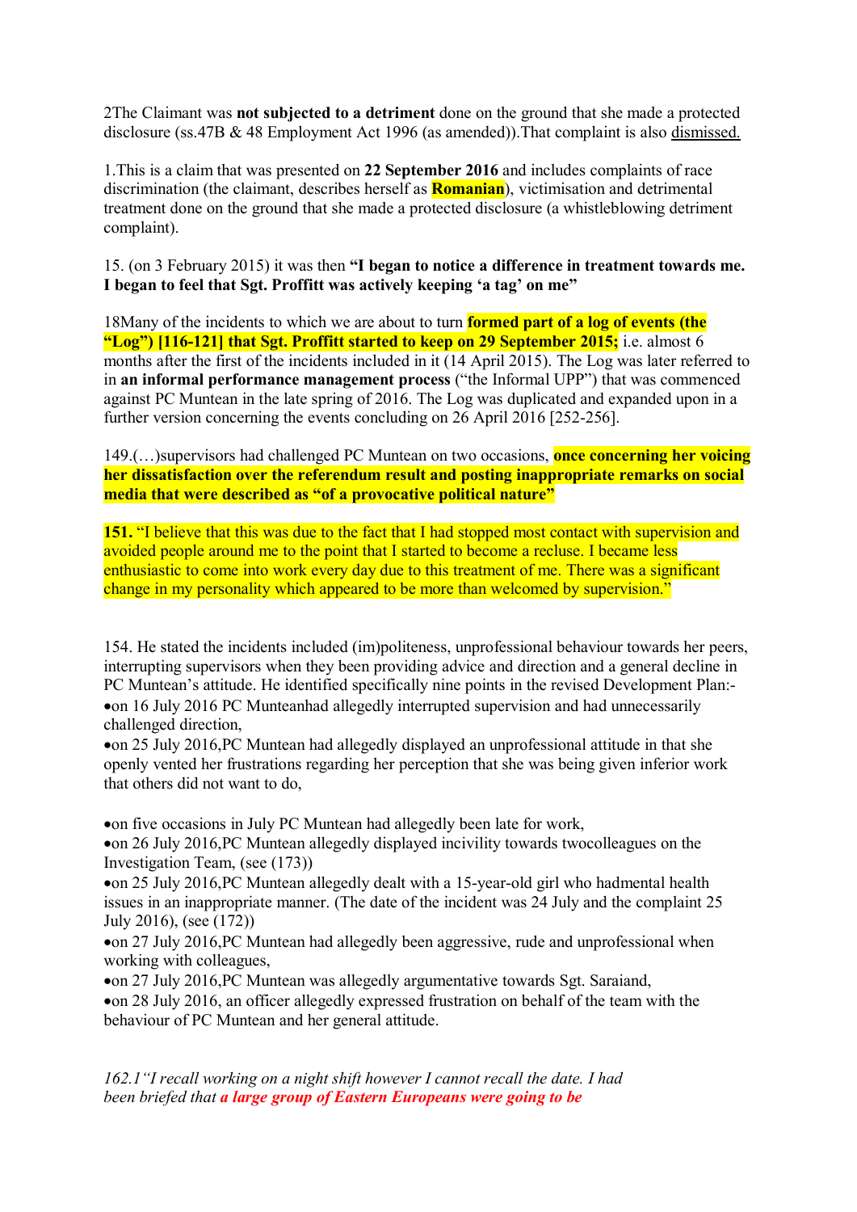2The Claimant was **not subjected to a detriment** done on the ground that she made a protected disclosure (ss.47B & 48 Employment Act 1996 (as amended)).That complaint is also dismissed.

1.This is a claim that was presented on **22 September 2016** and includes complaints of race discrimination (the claimant, describes herself as **Romanian**), victimisation and detrimental treatment done on the ground that she made a protected disclosure (a whistleblowing detriment complaint).

15. (on 3 February 2015) it was then **"I began to notice a difference in treatment towards me. I began to feel that Sgt. Proffitt was actively keeping 'a tag' on me"**

18Many of the incidents to which we are about to turn **formed part of a log of events (the "Log") [116-121] that Sgt. Proffitt started to keep on 29 September 2015;** i.e. almost 6 months after the first of the incidents included in it (14 April 2015). The Log was later referred to in **an informal performance management process** ("the Informal UPP") that was commenced against PC Muntean in the late spring of 2016. The Log was duplicated and expanded upon in a further version concerning the events concluding on 26 April 2016 [252-256].

149.(…)supervisors had challenged PC Muntean on two occasions, **once concerning her voicing her dissatisfaction over the referendum result and posting inappropriate remarks on social media that were described as "of a provocative political nature"**

**151.** "I believe that this was due to the fact that I had stopped most contact with supervision and avoided people around me to the point that I started to become a recluse. I became less enthusiastic to come into work every day due to this treatment of me. There was a significant change in my personality which appeared to be more than welcomed by supervision."

154. He stated the incidents included (im)politeness, unprofessional behaviour towards her peers, interrupting supervisors when they been providing advice and direction and a general decline in PC Muntean's attitude. He identified specifically nine points in the revised Development Plan:-

- on 16 July 2016 PC Munteanhad allegedly interrupted supervision and had unnecessarily challenged direction,
- on 25 July 2016,PC Muntean had allegedly displayed an unprofessional attitude in that she openly vented her frustrations regarding her perception that she was being given inferior work that others did not want to do,
- on five occasions in July PC Muntean had allegedly been late for work,
- on 26 July 2016,PC Muntean allegedly displayed incivility towards twocolleagues on the Investigation Team, (see (173))
- on 25 July 2016,PC Muntean allegedly dealt with a 15-year-old girl who hadmental health issues in an inappropriate manner. (The date of the incident was 24 July and the complaint 25 July 2016), (see (172))
- on 27 July 2016,PC Muntean had allegedly been aggressive, rude and unprofessional when working with colleagues,
- on 27 July 2016,PC Muntean was allegedly argumentative towards Sgt. Saraiand,
- on 28 July 2016, an officer allegedly expressed frustration on behalf of the team with the behaviour of PC Muntean and her general attitude.

*162.1"I recall working on a night shift however I cannot recall the date. I had been briefed that* ***a large group of Eastern Europeans were going to be***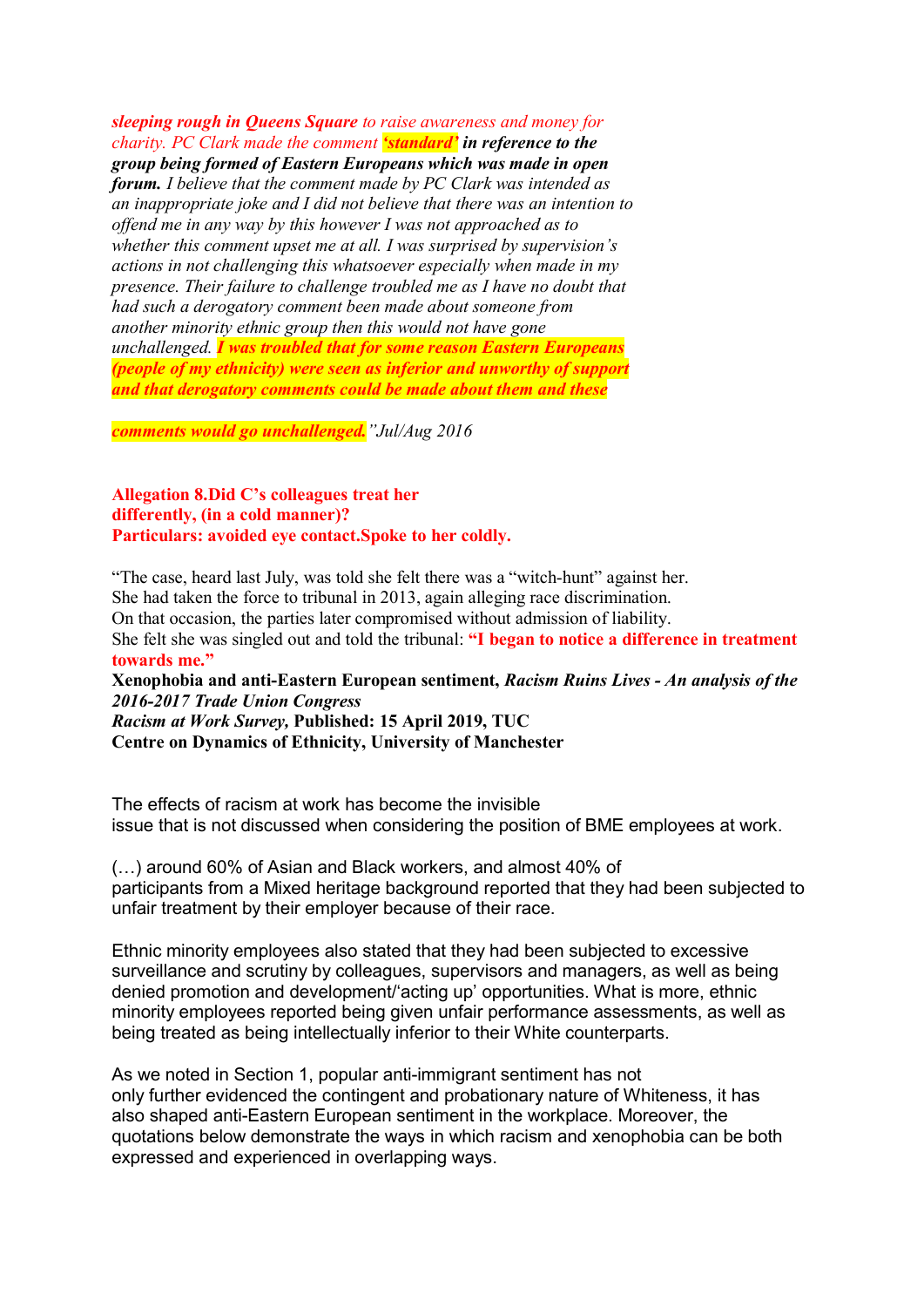*sleeping rough in Queens Square to raise awareness and money for charity. PC Clark made the comment* ***'standard' in reference to the group being formed of Eastern Europeans which was made in open forum.*** *I believe that the comment made by PC Clark was intended as an inappropriate joke and I did not believe that there was an intention to offend me in any way by this however I was not approached as to whether this comment upset me at all. I was surprised by supervision's actions in not challenging this whatsoever especially when made in my presence. Their failure to challenge troubled me as I have no doubt that had such a derogatory comment been made about someone from another minority ethnic group then this would not have gone unchallenged.* ***I was troubled that for some reason Eastern Europeans (people of my ethnicity) were seen as inferior and unworthy of support and that derogatory comments could be made about them and these***

***comments would go unchallenged.****"Jul/Aug 2016*

**Allegation 8.Did C's colleagues treat her differently, (in a cold manner)?**
**Particulars: avoided eye contact.Spoke to her coldly.**

"The case, heard last July, was told she felt there was a "witch-hunt" against her.
She had taken the force to tribunal in 2013, again alleging race discrimination.
On that occasion, the parties later compromised without admission of liability.
She felt she was singled out and told the tribunal: **"I began to notice a difference in treatment towards me."**
**Xenophobia and anti-Eastern European sentiment,** ***Racism Ruins Lives - An analysis of the 2016-2017 Trade Union Congress Racism at Work Survey,*** **Published: 15 April 2019, TUC**
**Centre on Dynamics of Ethnicity, University of Manchester**

The effects of racism at work has become the invisible issue that is not discussed when considering the position of BME employees at work.

(…) around 60% of Asian and Black workers, and almost 40% of participants from a Mixed heritage background reported that they had been subjected to unfair treatment by their employer because of their race.

Ethnic minority employees also stated that they had been subjected to excessive surveillance and scrutiny by colleagues, supervisors and managers, as well as being denied promotion and development/'acting up' opportunities. What is more, ethnic minority employees reported being given unfair performance assessments, as well as being treated as being intellectually inferior to their White counterparts.

As we noted in Section 1, popular anti-immigrant sentiment has not only further evidenced the contingent and probationary nature of Whiteness, it has also shaped anti-Eastern European sentiment in the workplace. Moreover, the quotations below demonstrate the ways in which racism and xenophobia can be both expressed and experienced in overlapping ways.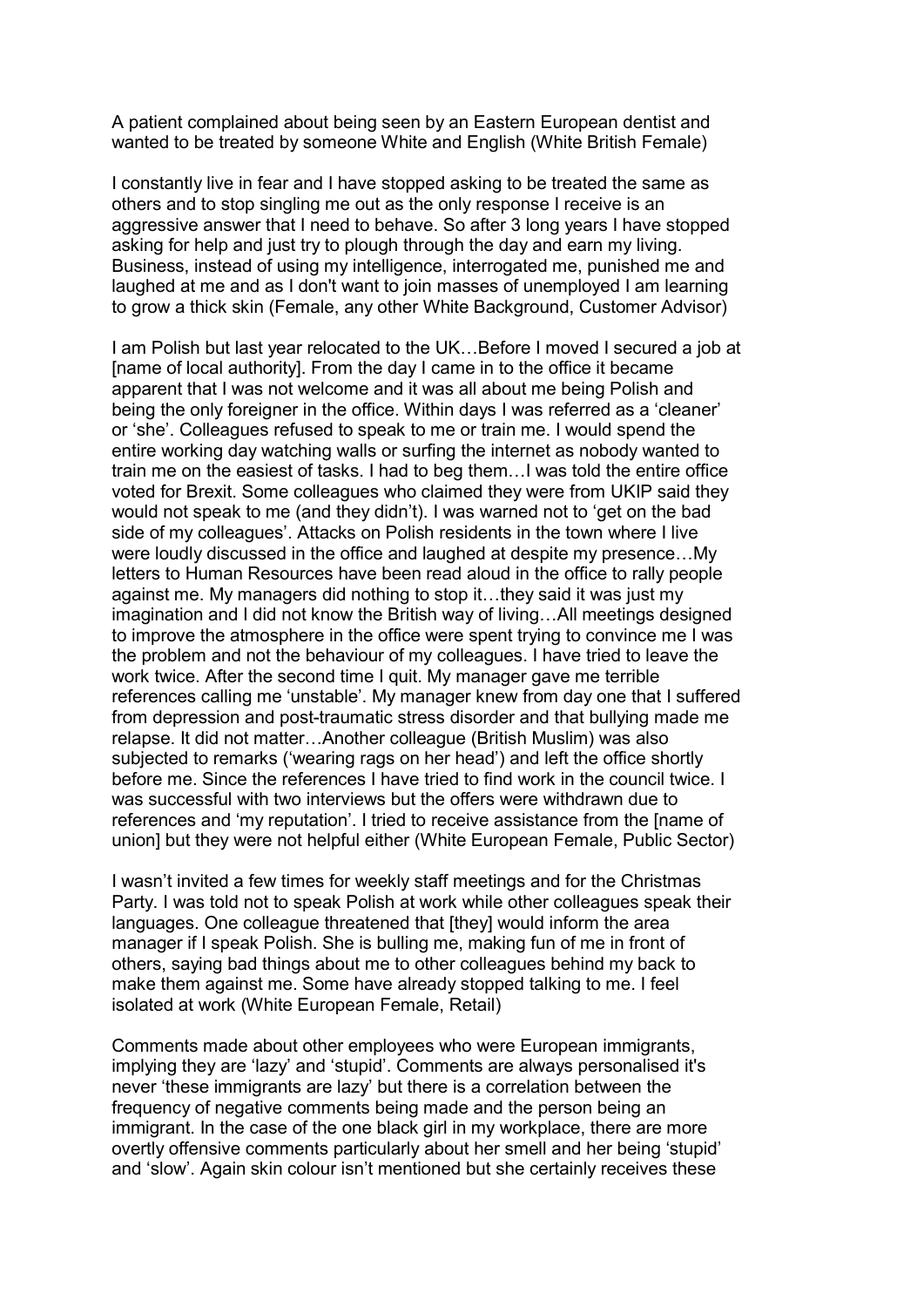A patient complained about being seen by an Eastern European dentist and wanted to be treated by someone White and English (White British Female)

I constantly live in fear and I have stopped asking to be treated the same as others and to stop singling me out as the only response I receive is an aggressive answer that I need to behave. So after 3 long years I have stopped asking for help and just try to plough through the day and earn my living. Business, instead of using my intelligence, interrogated me, punished me and laughed at me and as I don't want to join masses of unemployed I am learning to grow a thick skin (Female, any other White Background, Customer Advisor)

I am Polish but last year relocated to the UK…Before I moved I secured a job at [name of local authority]. From the day I came in to the office it became apparent that I was not welcome and it was all about me being Polish and being the only foreigner in the office. Within days I was referred as a 'cleaner' or 'she'. Colleagues refused to speak to me or train me. I would spend the entire working day watching walls or surfing the internet as nobody wanted to train me on the easiest of tasks. I had to beg them…I was told the entire office voted for Brexit. Some colleagues who claimed they were from UKIP said they would not speak to me (and they didn't). I was warned not to 'get on the bad side of my colleagues'. Attacks on Polish residents in the town where I live were loudly discussed in the office and laughed at despite my presence…My letters to Human Resources have been read aloud in the office to rally people against me. My managers did nothing to stop it…they said it was just my imagination and I did not know the British way of living…All meetings designed to improve the atmosphere in the office were spent trying to convince me I was the problem and not the behaviour of my colleagues. I have tried to leave the work twice. After the second time I quit. My manager gave me terrible references calling me 'unstable'. My manager knew from day one that I suffered from depression and post-traumatic stress disorder and that bullying made me relapse. It did not matter…Another colleague (British Muslim) was also subjected to remarks ('wearing rags on her head') and left the office shortly before me. Since the references I have tried to find work in the council twice. I was successful with two interviews but the offers were withdrawn due to references and 'my reputation'. I tried to receive assistance from the [name of union] but they were not helpful either (White European Female, Public Sector)

I wasn't invited a few times for weekly staff meetings and for the Christmas Party. I was told not to speak Polish at work while other colleagues speak their languages. One colleague threatened that [they] would inform the area manager if I speak Polish. She is bulling me, making fun of me in front of others, saying bad things about me to other colleagues behind my back to make them against me. Some have already stopped talking to me. I feel isolated at work (White European Female, Retail)

Comments made about other employees who were European immigrants, implying they are 'lazy' and 'stupid'. Comments are always personalised it's never 'these immigrants are lazy' but there is a correlation between the frequency of negative comments being made and the person being an immigrant. In the case of the one black girl in my workplace, there are more overtly offensive comments particularly about her smell and her being 'stupid' and 'slow'. Again skin colour isn't mentioned but she certainly receives these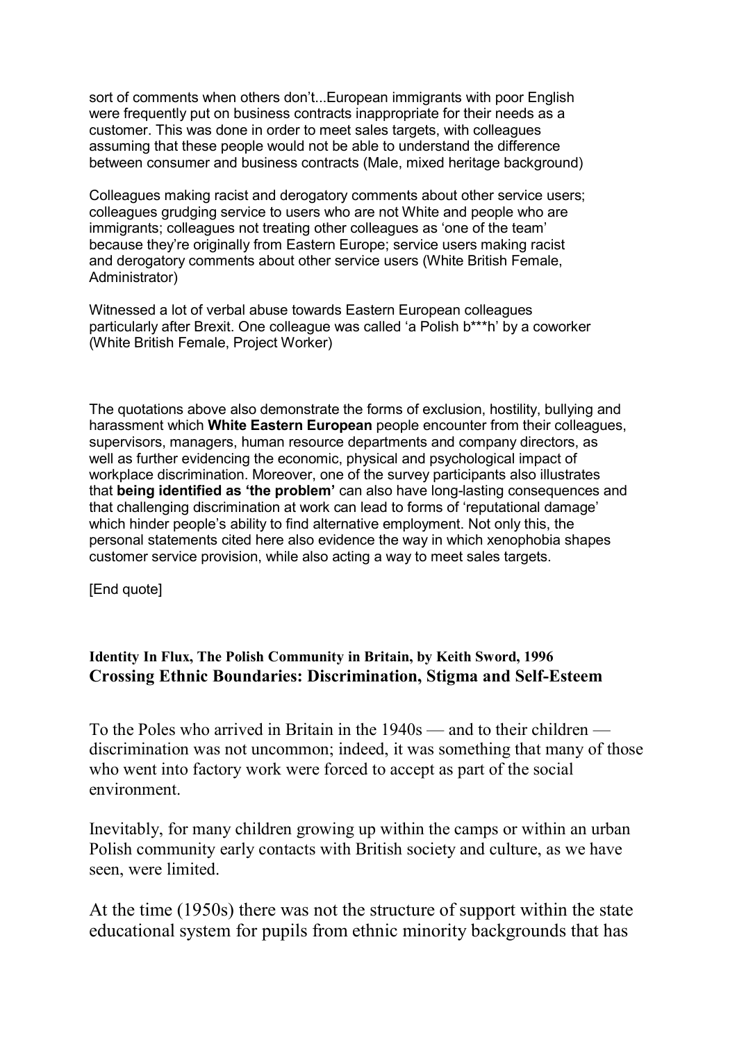sort of comments when others don't...European immigrants with poor English were frequently put on business contracts inappropriate for their needs as a customer. This was done in order to meet sales targets, with colleagues assuming that these people would not be able to understand the difference between consumer and business contracts (Male, mixed heritage background)

Colleagues making racist and derogatory comments about other service users; colleagues grudging service to users who are not White and people who are immigrants; colleagues not treating other colleagues as 'one of the team' because they're originally from Eastern Europe; service users making racist and derogatory comments about other service users (White British Female, Administrator)

Witnessed a lot of verbal abuse towards Eastern European colleagues particularly after Brexit. One colleague was called 'a Polish b***h' by a coworker (White British Female, Project Worker)

The quotations above also demonstrate the forms of exclusion, hostility, bullying and harassment which **White Eastern European** people encounter from their colleagues, supervisors, managers, human resource departments and company directors, as well as further evidencing the economic, physical and psychological impact of workplace discrimination. Moreover, one of the survey participants also illustrates that **being identified as 'the problem'** can also have long-lasting consequences and that challenging discrimination at work can lead to forms of 'reputational damage' which hinder people's ability to find alternative employment. Not only this, the personal statements cited here also evidence the way in which xenophobia shapes customer service provision, while also acting a way to meet sales targets.

[End quote]

**Identity In Flux, The Polish Community in Britain, by Keith Sword, 1996**

**Crossing Ethnic Boundaries: Discrimination, Stigma and Self-Esteem**

To the Poles who arrived in Britain in the 1940s — and to their children — discrimination was not uncommon; indeed, it was something that many of those who went into factory work were forced to accept as part of the social environment.

Inevitably, for many children growing up within the camps or within an urban Polish community early contacts with British society and culture, as we have seen, were limited.

At the time (1950s) there was not the structure of support within the state educational system for pupils from ethnic minority backgrounds that has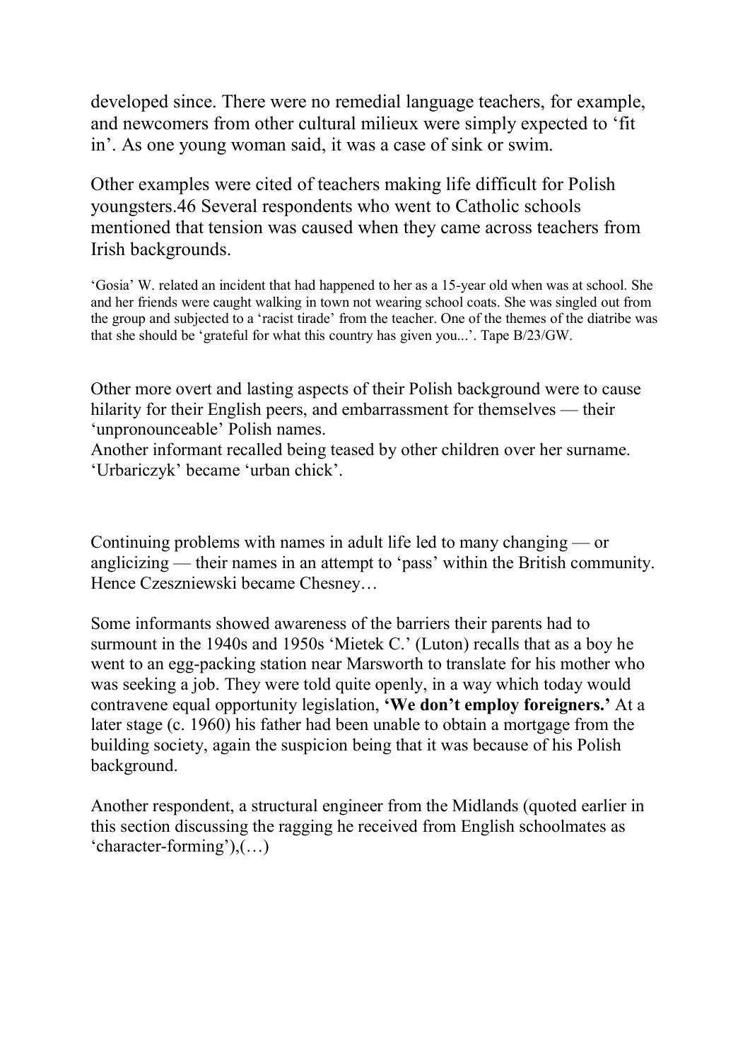developed since. There were no remedial language teachers, for example, and newcomers from other cultural milieux were simply expected to 'fit in'. As one young woman said, it was a case of sink or swim.

Other examples were cited of teachers making life difficult for Polish youngsters.46 Several respondents who went to Catholic schools mentioned that tension was caused when they came across teachers from Irish backgrounds.

'Gosia' W. related an incident that had happened to her as a 15-year old when was at school. She and her friends were caught walking in town not wearing school coats. She was singled out from the group and subjected to a 'racist tirade' from the teacher. One of the themes of the diatribe was that she should be 'grateful for what this country has given you...'. Tape B/23/GW.

Other more overt and lasting aspects of their Polish background were to cause hilarity for their English peers, and embarrassment for themselves — their 'unpronounceable' Polish names.
Another informant recalled being teased by other children over her surname. 'Urbariczyk' became 'urban chick'.

Continuing problems with names in adult life led to many changing — or anglicizing — their names in an attempt to 'pass' within the British community. Hence Czeszniewski became Chesney…

Some informants showed awareness of the barriers their parents had to surmount in the 1940s and 1950s 'Mietek C.' (Luton) recalls that as a boy he went to an egg-packing station near Marsworth to translate for his mother who was seeking a job. They were told quite openly, in a way which today would contravene equal opportunity legislation, **'We don't employ foreigners.'** At a later stage (c. 1960) his father had been unable to obtain a mortgage from the building society, again the suspicion being that it was because of his Polish background.

Another respondent, a structural engineer from the Midlands (quoted earlier in this section discussing the ragging he received from English schoolmates as 'character-forming'),(…)